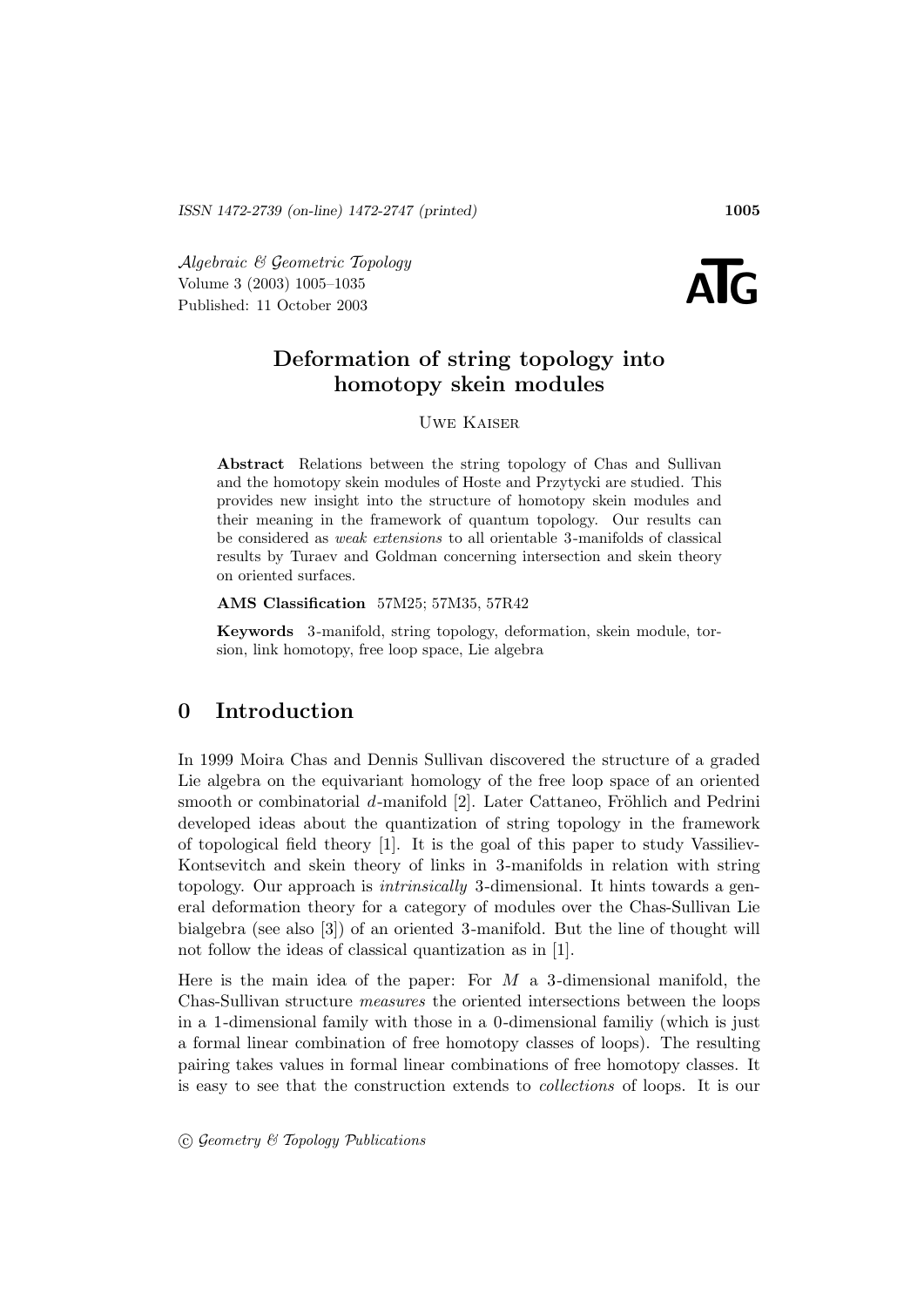# Deformation of string topology into homotopy skein modules

Uwe Kaiser

**Abstract** Relations between the string topology of Chas and Sullivan and the homotopy skein modules of Hoste and Przytycki are studied. This provides new insight into the structure of homotopy skein modules and their meaning in the framework of quantum topology. Our results can be considered as *weak extensions* to all orientable 3-manifolds of classical results by Turaev and Goldman concerning intersection and skein theory on oriented surfaces.

**AMS Classification** 57M25; 57M35, 57R42

**Keywords** 3-manifold, string topology, deformation, skein module, torsion, link homotopy, free loop space, Lie algebra

## 0 Introduction

In 1999 Moira Chas and Dennis Sullivan discovered the structure of a graded Lie algebra on the equivariant homology of the free loop space of an oriented smooth or combinatorial $d$-manifold [2]. Later Cattaneo, Fröhlich and Pedrini developed ideas about the quantization of string topology in the framework of topological field theory [1]. It is the goal of this paper to study Vassiliev-Kontsevitch and skein theory of links in 3-manifolds in relation with string topology. Our approach is *intrinsically* 3-dimensional. It hints towards a general deformation theory for a category of modules over the Chas-Sullivan Lie bialgebra (see also [3]) of an oriented 3-manifold. But the line of thought will not follow the ideas of classical quantization as in [1].

Here is the main idea of the paper: For $M$ a 3-dimensional manifold, the Chas-Sullivan structure *measures* the oriented intersections between the loops in a 1-dimensional family with those in a 0-dimensional familiy (which is just a formal linear combination of free homotopy classes of loops). The resulting pairing takes values in formal linear combinations of free homotopy classes. It is easy to see that the construction extends to *collections* of loops. It is our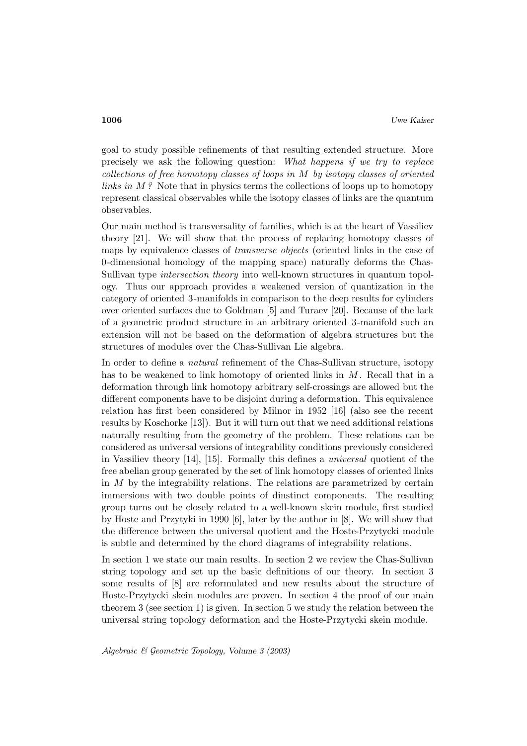goal to study possible refinements of that resulting extended structure. More precisely we ask the following question: *What happens if we try to replace collections of free homotopy classes of loops in $M$ by isotopy classes of oriented links in $M$ ?* Note that in physics terms the collections of loops up to homotopy represent classical observables while the isotopy classes of links are the quantum observables.

Our main method is transversality of families, which is at the heart of Vassiliev theory [21]. We will show that the process of replacing homotopy classes of maps by equivalence classes of *transverse objects* (oriented links in the case of 0-dimensional homology of the mapping space) naturally deforms the Chas-Sullivan type *intersection theory* into well-known structures in quantum topology. Thus our approach provides a weakened version of quantization in the category of oriented 3-manifolds in comparison to the deep results for cylinders over oriented surfaces due to Goldman [5] and Turaev [20]. Because of the lack of a geometric product structure in an arbitrary oriented 3-manifold such an extension will not be based on the deformation of algebra structures but the structures of modules over the Chas-Sullivan Lie algebra.

In order to define a *natural* refinement of the Chas-Sullivan structure, isotopy has to be weakened to link homotopy of oriented links in $M$. Recall that in a deformation through link homotopy arbitrary self-crossings are allowed but the different components have to be disjoint during a deformation. This equivalence relation has first been considered by Milnor in 1952 [16] (also see the recent results by Koschorke [13]). But it will turn out that we need additional relations naturally resulting from the geometry of the problem. These relations can be considered as universal versions of integrability conditions previously considered in Vassiliev theory [14], [15]. Formally this defines a *universal* quotient of the free abelian group generated by the set of link homotopy classes of oriented links in $M$ by the integrability relations. The relations are parametrized by certain immersions with two double points of dinstinct components. The resulting group turns out be closely related to a well-known skein module, first studied by Hoste and Przytyki in 1990 [6], later by the author in [8]. We will show that the difference between the universal quotient and the Hoste-Przytycki module is subtle and determined by the chord diagrams of integrability relations.

In section 1 we state our main results. In section 2 we review the Chas-Sullivan string topology and set up the basic definitions of our theory. In section 3 some results of [8] are reformulated and new results about the structure of Hoste-Przytycki skein modules are proven. In section 4 the proof of our main theorem 3 (see section 1) is given. In section 5 we study the relation between the universal string topology deformation and the Hoste-Przytycki skein module.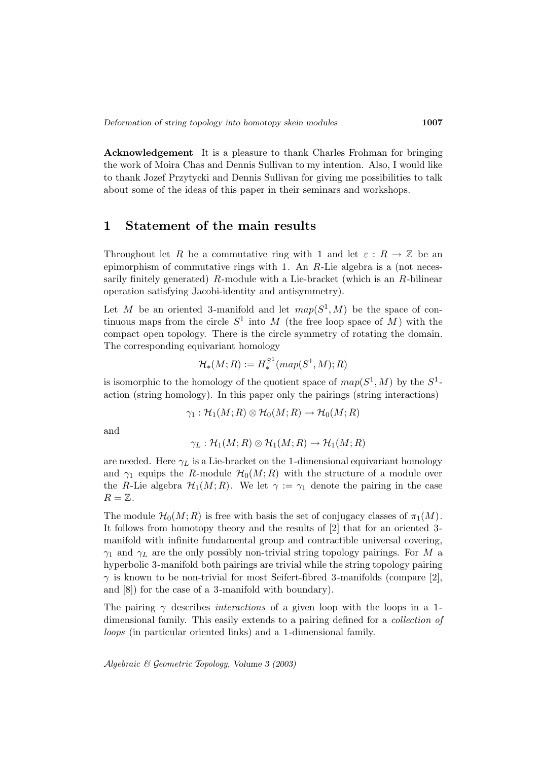**Acknowledgement** It is a pleasure to thank Charles Frohman for bringing the work of Moira Chas and Dennis Sullivan to my intention. Also, I would like to thank Jozef Przytycki and Dennis Sullivan for giving me possibilities to talk about some of the ideas of this paper in their seminars and workshops.

## 1 Statement of the main results

Throughout let $R$ be a commutative ring with 1 and let $\varepsilon : R \to \mathbb{Z}$ be an epimorphism of commutative rings with 1. An $R$-Lie algebra is a (not necessarily finitely generated) $R$-module with a Lie-bracket (which is an $R$-bilinear operation satisfying Jacobi-identity and antisymmetry).

Let $M$ be an oriented 3-manifold and let $map(S^1, M)$ be the space of continuous maps from the circle $S^1$ into $M$ (the free loop space of $M$) with the compact open topology. There is the circle symmetry of rotating the domain. The corresponding equivariant homology

$$\mathcal{H}_*(M; R) := H_*^{S^1}(map(S^1, M); R)$$

is isomorphic to the homology of the quotient space of $map(S^1, M)$ by the $S^1$-action (string homology). In this paper only the pairings (string interactions)

$$\gamma_1 : \mathcal{H}_1(M; R) \otimes \mathcal{H}_0(M; R) \to \mathcal{H}_0(M; R)$$

and

$$\gamma_L : \mathcal{H}_1(M; R) \otimes \mathcal{H}_1(M; R) \to \mathcal{H}_1(M; R)$$

are needed. Here $\gamma_L$ is a Lie-bracket on the 1-dimensional equivariant homology and $\gamma_1$ equips the $R$-module $\mathcal{H}_0(M; R)$ with the structure of a module over the $R$-Lie algebra $\mathcal{H}_1(M; R)$. We let $\gamma := \gamma_1$ denote the pairing in the case $R = \mathbb{Z}$.

The module $\mathcal{H}_0(M; R)$ is free with basis the set of conjugacy classes of $\pi_1(M)$. It follows from homotopy theory and the results of [2] that for an oriented 3-manifold with infinite fundamental group and contractible universal covering, $\gamma_1$ and $\gamma_L$ are the only possibly non-trivial string topology pairings. For $M$ a hyperbolic 3-manifold both pairings are trivial while the string topology pairing $\gamma$ is known to be non-trivial for most Seifert-fibred 3-manifolds (compare [2], and [8]) for the case of a 3-manifold with boundary).

The pairing $\gamma$ describes *interactions* of a given loop with the loops in a 1-dimensional family. This easily extends to a pairing defined for a *collection of loops* (in particular oriented links) and a 1-dimensional family.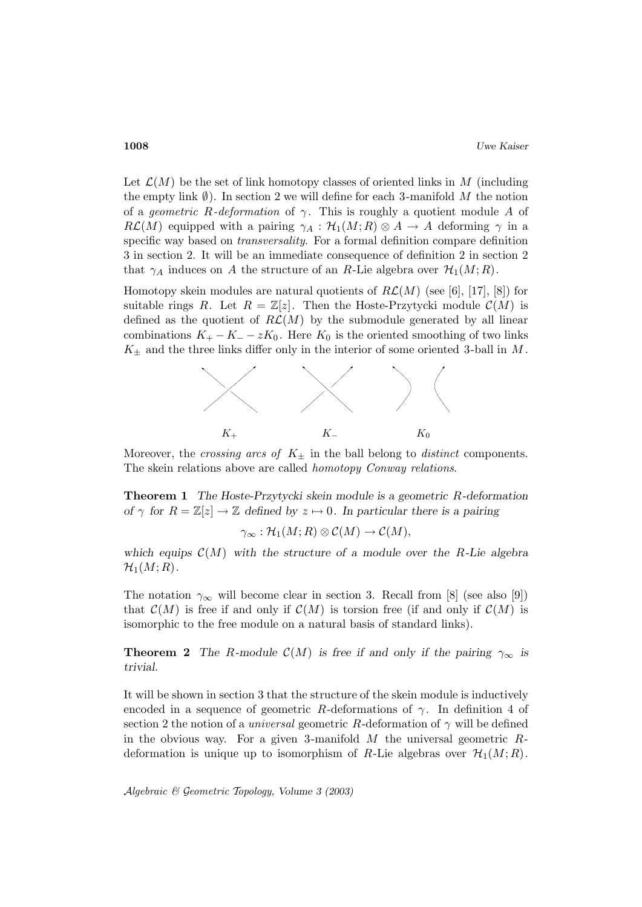Let $\mathcal{L}(M)$ be the set of link homotopy classes of oriented links in $M$ (including the empty link $\emptyset$). In section 2 we will define for each 3-manifold $M$ the notion of a *geometric $R$-deformation* of $\gamma$. This is roughly a quotient module $A$ of $R\mathcal{L}(M)$ equipped with a pairing $\gamma_A : \mathcal{H}_1(M;R) \otimes A \to A$ deforming $\gamma$ in a specific way based on *transversality*. For a formal definition compare definition 3 in section 2. It will be an immediate consequence of definition 2 in section 2 that $\gamma_A$ induces on $A$ the structure of an $R$-Lie algebra over $\mathcal{H}_1(M;R)$.

Homotopy skein modules are natural quotients of $R\mathcal{L}(M)$ (see [6], [17], [8]) for suitable rings $R$. Let $R = \mathbb{Z}[z]$. Then the Hoste-Przytycki module $\mathcal{C}(M)$ is defined as the quotient of $R\mathcal{L}(M)$ by the submodule generated by all linear combinations $K_+ - K_- - zK_0$. Here $K_0$ is the oriented smoothing of two links $K_\pm$ and the three links differ only in the interior of some oriented 3-ball in $M$.

$K_+$ $K_-$ $K_0$

Moreover, the *crossing arcs of* $K_\pm$ in the ball belong to *distinct* components. The skein relations above are called *homotopy Conway relations*.

**Theorem 1** *The Hoste-Przytycki skein module is a geometric $R$-deformation of $\gamma$ for $R = \mathbb{Z}[z] \to \mathbb{Z}$ defined by $z \mapsto 0$. In particular there is a pairing*

$$\gamma_\infty : \mathcal{H}_1(M;R) \otimes \mathcal{C}(M) \to \mathcal{C}(M),$$

*which equips $\mathcal{C}(M)$ with the structure of a module over the $R$-Lie algebra $\mathcal{H}_1(M;R)$.*

The notation $\gamma_\infty$ will become clear in section 3. Recall from [8] (see also [9]) that $\mathcal{C}(M)$ is free if and only if $\mathcal{C}(M)$ is torsion free (if and only if $\mathcal{C}(M)$ is isomorphic to the free module on a natural basis of standard links).

**Theorem 2** *The $R$-module $\mathcal{C}(M)$ is free if and only if the pairing $\gamma_\infty$ is trivial.*

It will be shown in section 3 that the structure of the skein module is inductively encoded in a sequence of geometric $R$-deformations of $\gamma$. In definition 4 of section 2 the notion of a *universal* geometric $R$-deformation of $\gamma$ will be defined in the obvious way. For a given 3-manifold $M$ the universal geometric $R$-deformation is unique up to isomorphism of $R$-Lie algebras over $\mathcal{H}_1(M;R)$.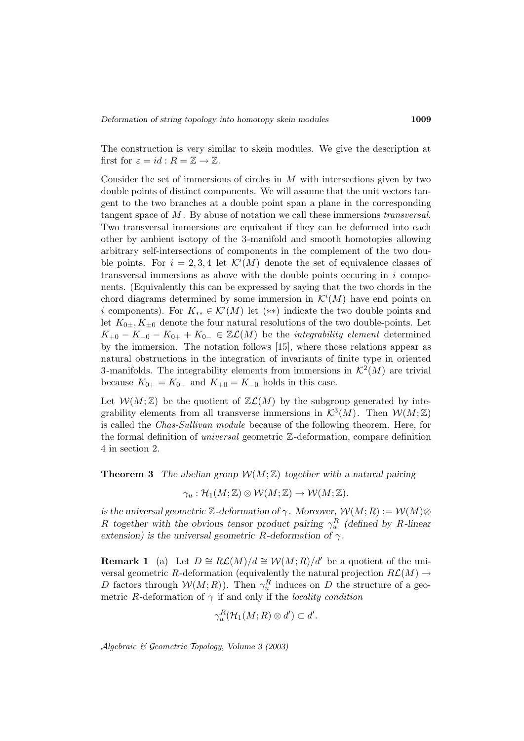The construction is very similar to skein modules. We give the description at first for $\varepsilon = id : R = \mathbb{Z} \to \mathbb{Z}$.

Consider the set of immersions of circles in $M$ with intersections given by two double points of distinct components. We will assume that the unit vectors tangent to the two branches at a double point span a plane in the corresponding tangent space of $M$. By abuse of notation we call these immersions *transversal*. Two transversal immersions are equivalent if they can be deformed into each other by ambient isotopy of the 3-manifold and smooth homotopies allowing arbitrary self-intersections of components in the complement of the two double points. For $i = 2, 3, 4$ let $\mathcal{K}^i(M)$ denote the set of equivalence classes of transversal immersions as above with the double points occuring in $i$ components. (Equivalently this can be expressed by saying that the two chords in the chord diagrams determined by some immersion in $\mathcal{K}^i(M)$ have end points on $i$ components). For $K_{**} \in \mathcal{K}^i(M)$ let $(**)$ indicate the two double points and let $K_{0\pm}, K_{\pm 0}$ denote the four natural resolutions of the two double-points. Let $K_{+0} - K_{-0} - K_{0+} + K_{0-} \in \mathbb{Z}\mathcal{L}(M)$ be the *integrability element* determined by the immersion. The notation follows [15], where those relations appear as natural obstructions in the integration of invariants of finite type in oriented 3-manifolds. The integrability elements from immersions in $\mathcal{K}^2(M)$ are trivial because $K_{0+} = K_{0-}$ and $K_{+0} = K_{-0}$ holds in this case.

Let $\mathcal{W}(M; \mathbb{Z})$ be the quotient of $\mathbb{Z}\mathcal{L}(M)$ by the subgroup generated by integrability elements from all transverse immersions in $\mathcal{K}^3(M)$. Then $\mathcal{W}(M; \mathbb{Z})$ is called the *Chas-Sullivan module* because of the following theorem. Here, for the formal definition of *universal* geometric $\mathbb{Z}$-deformation, compare definition 4 in section 2.

**Theorem 3** *The abelian group $\mathcal{W}(M; \mathbb{Z})$ together with a natural pairing*

$$\gamma_u : \mathcal{H}_1(M; \mathbb{Z}) \otimes \mathcal{W}(M; \mathbb{Z}) \to \mathcal{W}(M; \mathbb{Z}).$$

*is the universal geometric $\mathbb{Z}$-deformation of $\gamma$. Moreover, $\mathcal{W}(M; R) := \mathcal{W}(M) \otimes R$ together with the obvious tensor product pairing $\gamma_u^R$ (defined by $R$-linear extension) is the universal geometric $R$-deformation of $\gamma$.*

**Remark 1** (a) Let $D \cong R\mathcal{L}(M)/d \cong \mathcal{W}(M; R)/d'$ be a quotient of the universal geometric $R$-deformation (equivalently the natural projection $R\mathcal{L}(M) \to D$ factors through $\mathcal{W}(M; R)$). Then $\gamma_u^R$ induces on $D$ the structure of a geometric $R$-deformation of $\gamma$ if and only if the *locality condition*

$$\gamma_u^R(\mathcal{H}_1(M; R) \otimes d') \subset d'.$$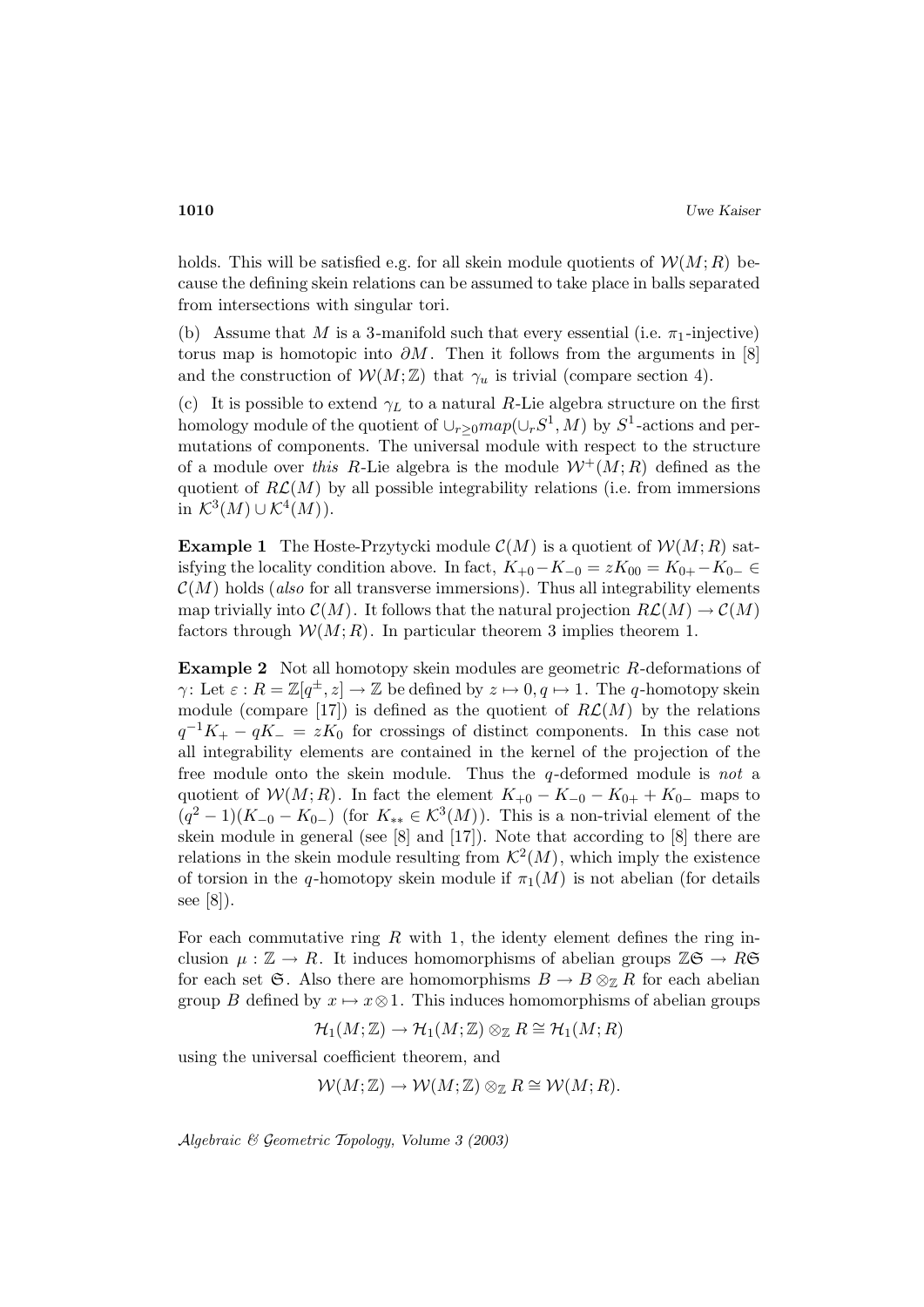holds. This will be satisfied e.g. for all skein module quotients of $\mathcal{W}(M;R)$ because the defining skein relations can be assumed to take place in balls separated from intersections with singular tori.

(b) Assume that $M$ is a 3-manifold such that every essential (i.e. $\pi_1$-injective) torus map is homotopic into $\partial M$. Then it follows from the arguments in [8] and the construction of $\mathcal{W}(M;\mathbb{Z})$ that $\gamma_u$ is trivial (compare section 4).

(c) It is possible to extend $\gamma_L$ to a natural $R$-Lie algebra structure on the first homology module of the quotient of $\cup_{r\geq 0} map(\cup_r S^1, M)$ by $S^1$-actions and permutations of components. The universal module with respect to the structure of a module over *this* $R$-Lie algebra is the module $\mathcal{W}^+(M;R)$ defined as the quotient of $R\mathcal{L}(M)$ by all possible integrability relations (i.e. from immersions in $\mathcal{K}^3(M)\cup\mathcal{K}^4(M)$).

**Example 1** The Hoste-Przytycki module $\mathcal{C}(M)$ is a quotient of $\mathcal{W}(M;R)$ satisfying the locality condition above. In fact, $K_{+0}-K_{-0}=zK_{00}=K_{0+}-K_{0-}\in\mathcal{C}(M)$ holds (*also* for all transverse immersions). Thus all integrability elements map trivially into $\mathcal{C}(M)$. It follows that the natural projection $R\mathcal{L}(M)\to\mathcal{C}(M)$ factors through $\mathcal{W}(M;R)$. In particular theorem 3 implies theorem 1.

**Example 2** Not all homotopy skein modules are geometric $R$-deformations of $\gamma$: Let $\varepsilon: R=\mathbb{Z}[q^{\pm},z]\to\mathbb{Z}$ be defined by $z\mapsto 0, q\mapsto 1$. The $q$-homotopy skein module (compare [17]) is defined as the quotient of $R\mathcal{L}(M)$ by the relations $q^{-1}K_+ - qK_- = zK_0$ for crossings of distinct components. In this case not all integrability elements are contained in the kernel of the projection of the free module onto the skein module. Thus the $q$-deformed module is *not* a quotient of $\mathcal{W}(M;R)$. In fact the element $K_{+0}-K_{-0}-K_{0+}+K_{0-}$ maps to $(q^2-1)(K_{-0}-K_{0-})$ (for $K_{**}\in\mathcal{K}^3(M)$). This is a non-trivial element of the skein module in general (see [8] and [17]). Note that according to [8] there are relations in the skein module resulting from $\mathcal{K}^2(M)$, which imply the existence of torsion in the $q$-homotopy skein module if $\pi_1(M)$ is not abelian (for details see [8]).

For each commutative ring $R$ with 1, the identy element defines the ring inclusion $\mu:\mathbb{Z}\to R$. It induces homomorphisms of abelian groups $\mathbb{Z}\mathfrak{S}\to R\mathfrak{S}$ for each set $\mathfrak{S}$. Also there are homomorphisms $B\to B\otimes_{\mathbb{Z}} R$ for each abelian group $B$ defined by $x\mapsto x\otimes 1$. This induces homomorphisms of abelian groups

$$\mathcal{H}_1(M;\mathbb{Z})\to\mathcal{H}_1(M;\mathbb{Z})\otimes_{\mathbb{Z}} R\cong\mathcal{H}_1(M;R)$$

using the universal coefficient theorem, and

$$\mathcal{W}(M;\mathbb{Z})\to\mathcal{W}(M;\mathbb{Z})\otimes_{\mathbb{Z}} R\cong\mathcal{W}(M;R).$$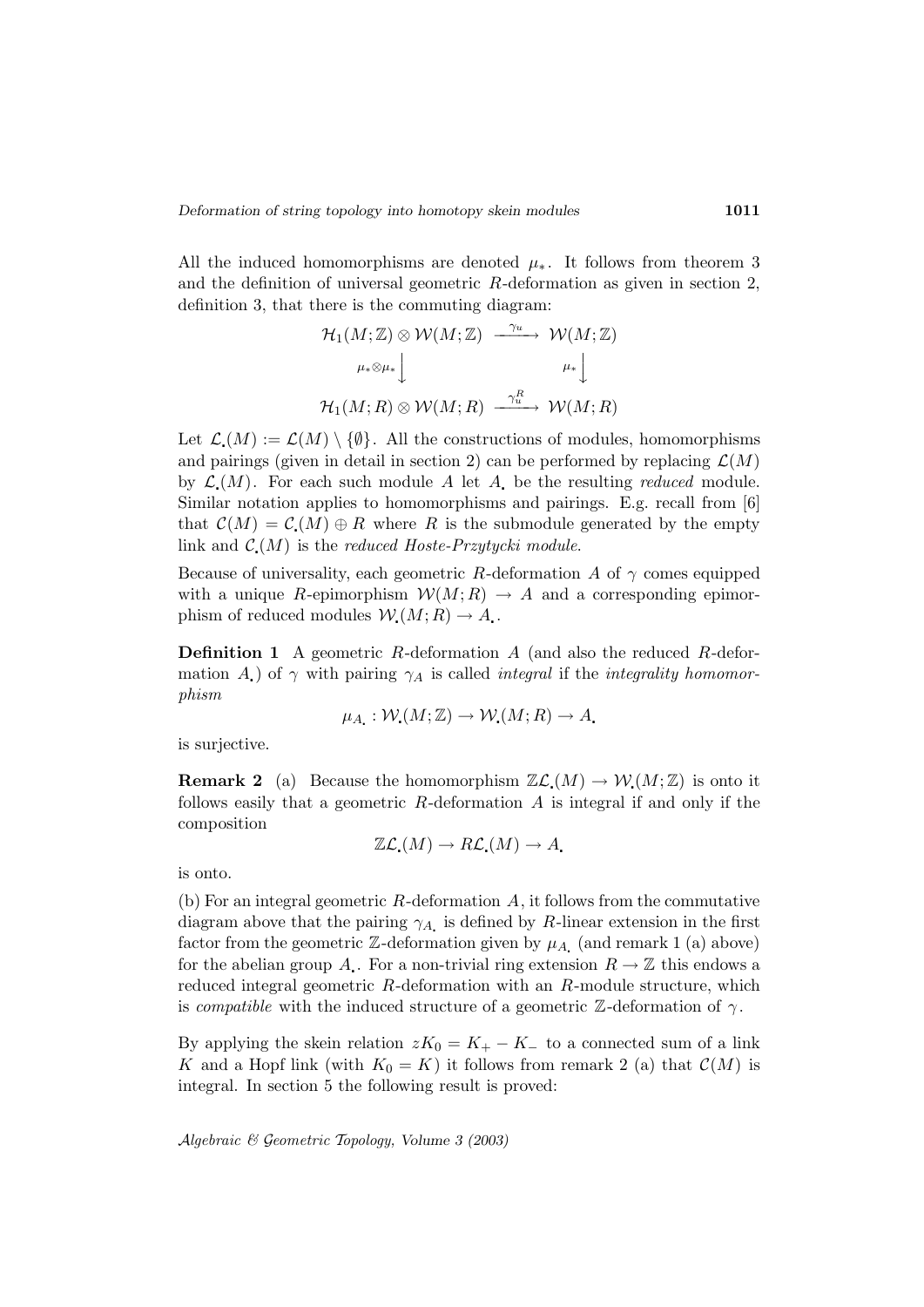All the induced homomorphisms are denoted $\mu_*$. It follows from theorem 3 and the definition of universal geometric $R$-deformation as given in section 2, definition 3, that there is the commuting diagram:

$$\begin{array}{ccc} \mathcal{H}_1(M;\mathbb{Z}) \otimes \mathcal{W}(M;\mathbb{Z}) & \xrightarrow{\gamma_u} & \mathcal{W}(M;\mathbb{Z}) \\ {\scriptstyle \mu_* \otimes \mu_*} \downarrow & & {\scriptstyle \mu_*} \downarrow \\ \mathcal{H}_1(M;R) \otimes \mathcal{W}(M;R) & \xrightarrow{\gamma_u^R} & \mathcal{W}(M;R) \end{array}$$

Let $\mathcal{L}_{\bullet}(M) := \mathcal{L}(M) \setminus \{\emptyset\}$. All the constructions of modules, homomorphisms and pairings (given in detail in section 2) can be performed by replacing $\mathcal{L}(M)$ by $\mathcal{L}_{\bullet}(M)$. For each such module $A$ let $A_{\bullet}$ be the resulting *reduced* module. Similar notation applies to homomorphisms and pairings. E.g. recall from [6] that $\mathcal{C}(M) = \mathcal{C}_{\bullet}(M) \oplus R$ where $R$ is the submodule generated by the empty link and $\mathcal{C}_{\bullet}(M)$ is the *reduced Hoste-Przytycki module*.

Because of universality, each geometric $R$-deformation $A$ of $\gamma$ comes equipped with a unique $R$-epimorphism $\mathcal{W}(M;R) \to A$ and a corresponding epimorphism of reduced modules $\mathcal{W}_{\bullet}(M;R) \to A_{\bullet}$.

**Definition 1** A geometric $R$-deformation $A$ (and also the reduced $R$-deformation $A_{\bullet}$) of $\gamma$ with pairing $\gamma_A$ is called *integral* if the *integrality homomorphism*

$$\mu_{A_{\bullet}} : \mathcal{W}_{\bullet}(M;\mathbb{Z}) \to \mathcal{W}_{\bullet}(M;R) \to A_{\bullet}$$

is surjective.

**Remark 2** (a) Because the homomorphism $\mathbb{Z}\mathcal{L}_{\bullet}(M) \to \mathcal{W}_{\bullet}(M;\mathbb{Z})$ is onto it follows easily that a geometric $R$-deformation $A$ is integral if and only if the composition

$$\mathbb{Z}\mathcal{L}_{\bullet}(M) \to R\mathcal{L}_{\bullet}(M) \to A_{\bullet}$$

is onto.

(b) For an integral geometric $R$-deformation $A$, it follows from the commutative diagram above that the pairing $\gamma_{A_{\bullet}}$ is defined by $R$-linear extension in the first factor from the geometric $\mathbb{Z}$-deformation given by $\mu_{A_{\bullet}}$ (and remark 1 (a) above) for the abelian group $A_{\bullet}$. For a non-trivial ring extension $R \to \mathbb{Z}$ this endows a reduced integral geometric $R$-deformation with an $R$-module structure, which is *compatible* with the induced structure of a geometric $\mathbb{Z}$-deformation of $\gamma$.

By applying the skein relation $zK_0 = K_+ - K_-$ to a connected sum of a link $K$ and a Hopf link (with $K_0 = K$) it follows from remark 2 (a) that $\mathcal{C}(M)$ is integral. In section 5 the following result is proved: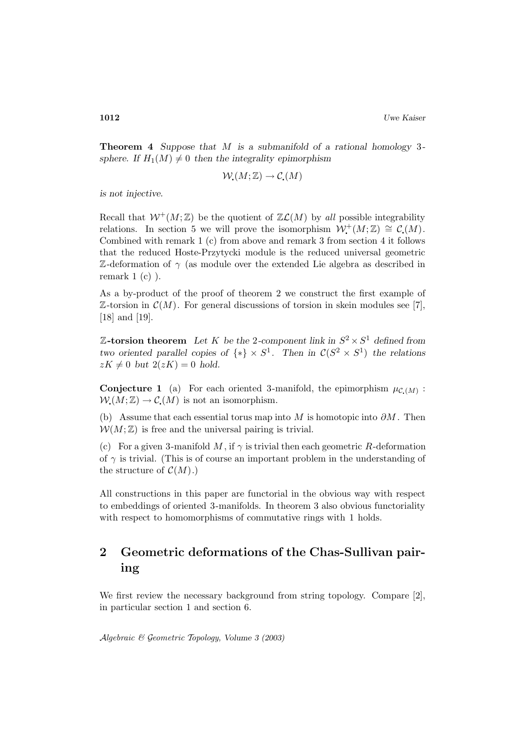**Theorem 4** *Suppose that $M$ is a submanifold of a rational homology 3-sphere. If $H_1(M) \neq 0$ then the integrality epimorphism*

$$\mathcal{W}_{\textbf{.}}(M;\mathbb{Z}) \to \mathcal{C}_{\textbf{.}}(M)$$

*is not injective.*

Recall that $\mathcal{W}^+(M;\mathbb{Z})$ be the quotient of $\mathbb{Z}\mathcal{L}(M)$ by *all* possible integrability relations. In section 5 we will prove the isomorphism $\mathcal{W}^+_{\textbf{.}}(M;\mathbb{Z}) \cong \mathcal{C}_{\textbf{.}}(M)$. Combined with remark 1 (c) from above and remark 3 from section 4 it follows that the reduced Hoste-Przytycki module is the reduced universal geometric $\mathbb{Z}$-deformation of $\gamma$ (as module over the extended Lie algebra as described in remark 1 (c) ).

As a by-product of the proof of theorem 2 we construct the first example of $\mathbb{Z}$-torsion in $\mathcal{C}(M)$. For general discussions of torsion in skein modules see [7], [18] and [19].

**$\mathbb{Z}$-torsion theorem** *Let $K$ be the 2-component link in $S^2 \times S^1$ defined from two oriented parallel copies of $\{*\} \times S^1$. Then in $\mathcal{C}(S^2 \times S^1)$ the relations $zK \neq 0$ but $2(zK) = 0$ hold.*

**Conjecture 1** (a) For each oriented 3-manifold, the epimorphism $\mu_{\mathcal{C}_{\textbf{.}}(M)} : \mathcal{W}_{\textbf{.}}(M;\mathbb{Z}) \to \mathcal{C}_{\textbf{.}}(M)$ is not an isomorphism.

(b) Assume that each essential torus map into $M$ is homotopic into $\partial M$. Then $\mathcal{W}(M;\mathbb{Z})$ is free and the universal pairing is trivial.

(c) For a given 3-manifold $M$, if $\gamma$ is trivial then each geometric $R$-deformation of $\gamma$ is trivial. (This is of course an important problem in the understanding of the structure of $\mathcal{C}(M)$.)

All constructions in this paper are functorial in the obvious way with respect to embeddings of oriented 3-manifolds. In theorem 3 also obvious functoriality with respect to homomorphisms of commutative rings with 1 holds.

## 2 Geometric deformations of the Chas-Sullivan pairing

We first review the necessary background from string topology. Compare [2], in particular section 1 and section 6.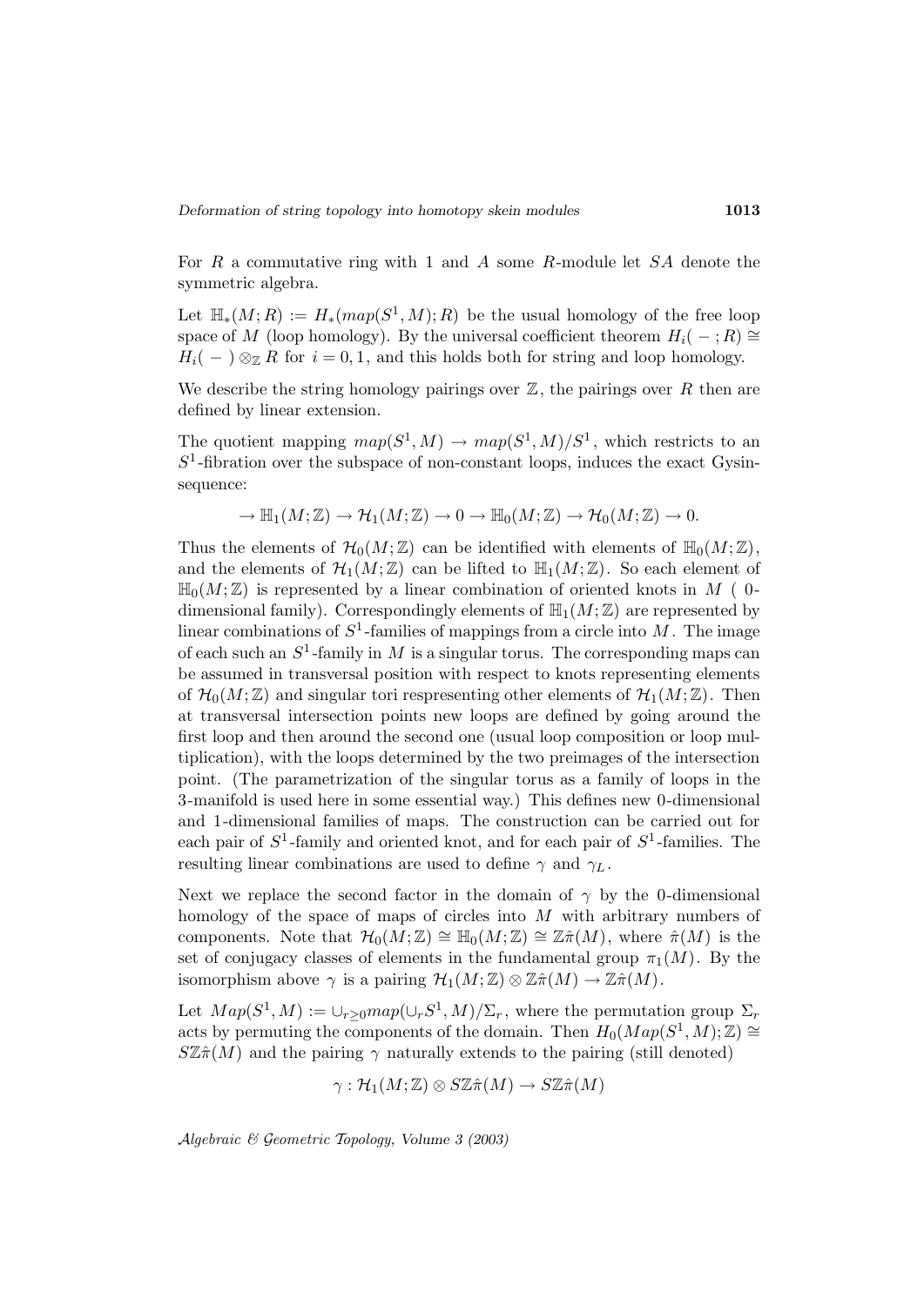For $R$ a commutative ring with 1 and $A$ some $R$-module let $SA$ denote the symmetric algebra.

Let $\mathbb{H}_*(M;R) := H_*(map(S^1,M);R)$ be the usual homology of the free loop space of $M$ (loop homology). By the universal coefficient theorem $H_i(\ -\ ;R) \cong H_i(\ -\ ) \otimes_{\mathbb{Z}} R$ for $i=0,1$, and this holds both for string and loop homology.

We describe the string homology pairings over $\mathbb{Z}$, the pairings over $R$ then are defined by linear extension.

The quotient mapping $map(S^1,M) \to map(S^1,M)/S^1$, which restricts to an $S^1$-fibration over the subspace of non-constant loops, induces the exact Gysin-sequence:

$$\to \mathbb{H}_1(M;\mathbb{Z}) \to \mathcal{H}_1(M;\mathbb{Z}) \to 0 \to \mathbb{H}_0(M;\mathbb{Z}) \to \mathcal{H}_0(M;\mathbb{Z}) \to 0.$$

Thus the elements of $\mathcal{H}_0(M;\mathbb{Z})$ can be identified with elements of $\mathbb{H}_0(M;\mathbb{Z})$, and the elements of $\mathcal{H}_1(M;\mathbb{Z})$ can be lifted to $\mathbb{H}_1(M;\mathbb{Z})$. So each element of $\mathbb{H}_0(M;\mathbb{Z})$ is represented by a linear combination of oriented knots in $M$ ( 0-dimensional family). Correspondingly elements of $\mathbb{H}_1(M;\mathbb{Z})$ are represented by linear combinations of $S^1$-families of mappings from a circle into $M$. The image of each such an $S^1$-family in $M$ is a singular torus. The corresponding maps can be assumed in transversal position with respect to knots representing elements of $\mathcal{H}_0(M;\mathbb{Z})$ and singular tori respresenting other elements of $\mathcal{H}_1(M;\mathbb{Z})$. Then at transversal intersection points new loops are defined by going around the first loop and then around the second one (usual loop composition or loop multiplication), with the loops determined by the two preimages of the intersection point. (The parametrization of the singular torus as a family of loops in the 3-manifold is used here in some essential way.) This defines new 0-dimensional and 1-dimensional families of maps. The construction can be carried out for each pair of $S^1$-family and oriented knot, and for each pair of $S^1$-families. The resulting linear combinations are used to define $\gamma$ and $\gamma_L$.

Next we replace the second factor in the domain of $\gamma$ by the 0-dimensional homology of the space of maps of circles into $M$ with arbitrary numbers of components. Note that $\mathcal{H}_0(M;\mathbb{Z}) \cong \mathbb{H}_0(M;\mathbb{Z}) \cong \mathbb{Z}\hat{\pi}(M)$, where $\hat{\pi}(M)$ is the set of conjugacy classes of elements in the fundamental group $\pi_1(M)$. By the isomorphism above $\gamma$ is a pairing $\mathcal{H}_1(M;\mathbb{Z}) \otimes \mathbb{Z}\hat{\pi}(M) \to \mathbb{Z}\hat{\pi}(M)$.

Let $Map(S^1,M) := \cup_{r\geq 0} map(\cup_r S^1, M)/\Sigma_r$, where the permutation group $\Sigma_r$ acts by permuting the components of the domain. Then $H_0(Map(S^1,M);\mathbb{Z}) \cong S\mathbb{Z}\hat{\pi}(M)$ and the pairing $\gamma$ naturally extends to the pairing (still denoted)

$$\gamma : \mathcal{H}_1(M;\mathbb{Z}) \otimes S\mathbb{Z}\hat{\pi}(M) \to S\mathbb{Z}\hat{\pi}(M)$$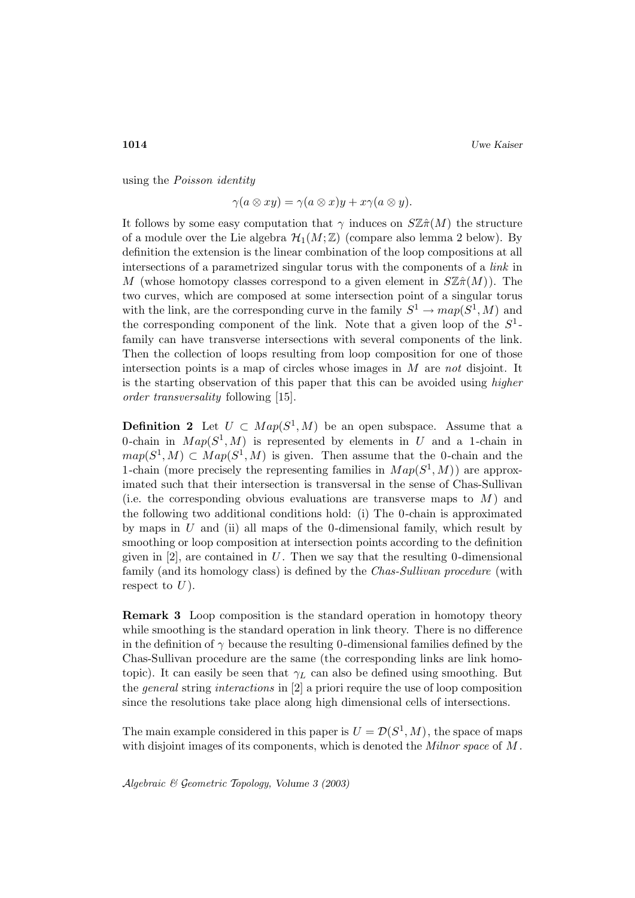using the *Poisson identity*

$$\gamma(a \otimes xy) = \gamma(a \otimes x)y + x\gamma(a \otimes y).$$

It follows by some easy computation that $\gamma$ induces on $S\mathbb{Z}\hat{\pi}(M)$ the structure of a module over the Lie algebra $\mathcal{H}_1(M;\mathbb{Z})$ (compare also lemma 2 below). By definition the extension is the linear combination of the loop compositions at all intersections of a parametrized singular torus with the components of a *link* in $M$ (whose homotopy classes correspond to a given element in $S\mathbb{Z}\hat{\pi}(M)$). The two curves, which are composed at some intersection point of a singular torus with the link, are the corresponding curve in the family $S^1 \to map(S^1, M)$ and the corresponding component of the link. Note that a given loop of the $S^1$-family can have transverse intersections with several components of the link. Then the collection of loops resulting from loop composition for one of those intersection points is a map of circles whose images in $M$ are *not* disjoint. It is the starting observation of this paper that this can be avoided using *higher order transversality* following [15].

**Definition 2** Let $U \subset Map(S^1, M)$ be an open subspace. Assume that a 0-chain in $Map(S^1, M)$ is represented by elements in $U$ and a 1-chain in $map(S^1, M) \subset Map(S^1, M)$ is given. Then assume that the 0-chain and the 1-chain (more precisely the representing families in $Map(S^1, M)$) are approximated such that their intersection is transversal in the sense of Chas-Sullivan (i.e. the corresponding obvious evaluations are transverse maps to $M$) and the following two additional conditions hold: (i) The 0-chain is approximated by maps in $U$ and (ii) all maps of the 0-dimensional family, which result by smoothing or loop composition at intersection points according to the definition given in [2], are contained in $U$. Then we say that the resulting 0-dimensional family (and its homology class) is defined by the *Chas-Sullivan procedure* (with respect to $U$).

**Remark 3** Loop composition is the standard operation in homotopy theory while smoothing is the standard operation in link theory. There is no difference in the definition of $\gamma$ because the resulting 0-dimensional families defined by the Chas-Sullivan procedure are the same (the corresponding links are link homotopic). It can easily be seen that $\gamma_L$ can also be defined using smoothing. But the *general* string *interactions* in [2] a priori require the use of loop composition since the resolutions take place along high dimensional cells of intersections.

The main example considered in this paper is $U = \mathcal{D}(S^1, M)$, the space of maps with disjoint images of its components, which is denoted the *Milnor space* of $M$.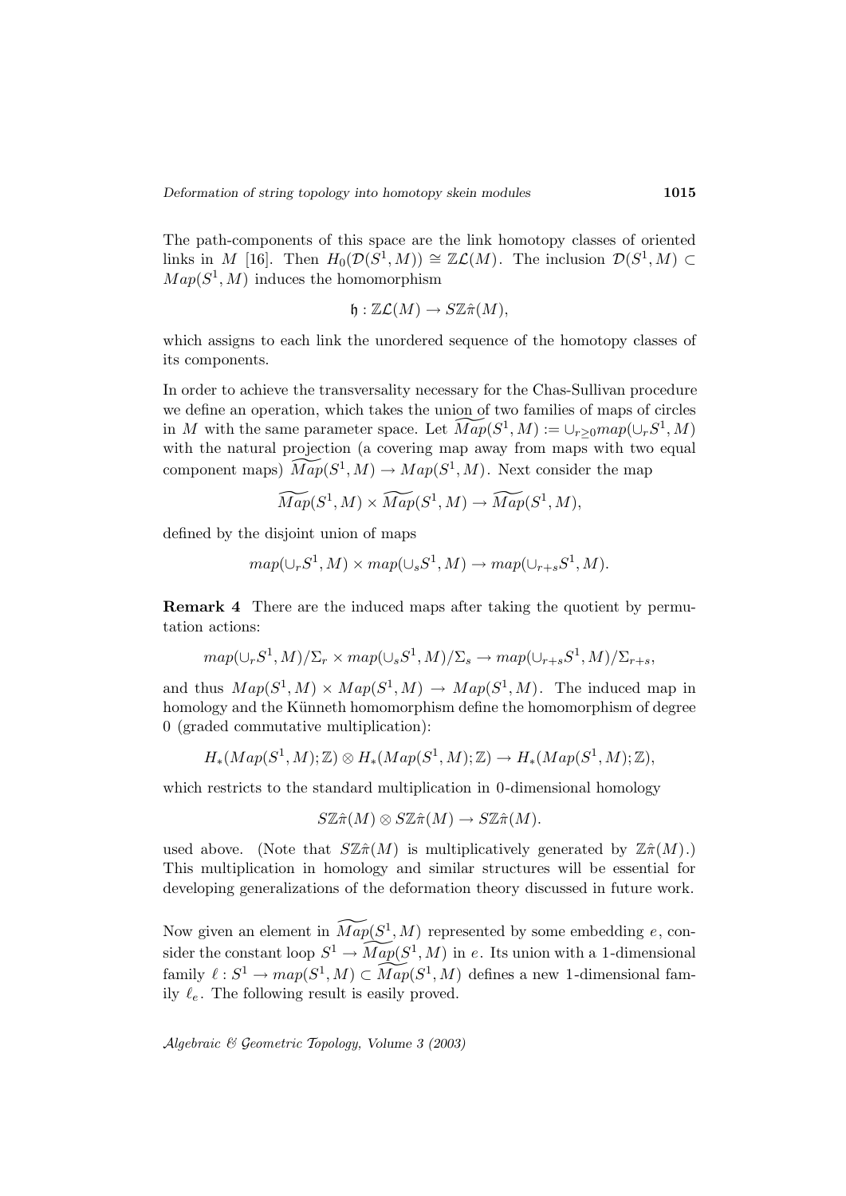The path-components of this space are the link homotopy classes of oriented links in $M$ [16]. Then $H_0(\mathcal{D}(S^1, M)) \cong \mathbb{Z}\mathcal{L}(M)$. The inclusion $\mathcal{D}(S^1, M) \subset Map(S^1, M)$ induces the homomorphism

$$\mathfrak{h} : \mathbb{Z}\mathcal{L}(M) \to S\mathbb{Z}\hat{\pi}(M),$$

which assigns to each link the unordered sequence of the homotopy classes of its components.

In order to achieve the transversality necessary for the Chas-Sullivan procedure we define an operation, which takes the union of two families of maps of circles in $M$ with the same parameter space. Let $\widetilde{Map}(S^1, M) := \cup_{r \geq 0} map(\cup_r S^1, M)$ with the natural projection (a covering map away from maps with two equal component maps) $\widetilde{Map}(S^1, M) \to Map(S^1, M)$. Next consider the map

$$\widetilde{Map}(S^1, M) \times \widetilde{Map}(S^1, M) \to \widetilde{Map}(S^1, M),$$

defined by the disjoint union of maps

$$map(\cup_r S^1, M) \times map(\cup_s S^1, M) \to map(\cup_{r+s} S^1, M).$$

**Remark 4** There are the induced maps after taking the quotient by permutation actions:

$$map(\cup_r S^1, M)/\Sigma_r \times map(\cup_s S^1, M)/\Sigma_s \to map(\cup_{r+s} S^1, M)/\Sigma_{r+s},$$

and thus $Map(S^1, M) \times Map(S^1, M) \to Map(S^1, M)$. The induced map in homology and the Künneth homomorphism define the homomorphism of degree 0 (graded commutative multiplication):

$$H_*(Map(S^1, M); \mathbb{Z}) \otimes H_*(Map(S^1, M); \mathbb{Z}) \to H_*(Map(S^1, M); \mathbb{Z}),$$

which restricts to the standard multiplication in 0-dimensional homology

$$S\mathbb{Z}\hat{\pi}(M) \otimes S\mathbb{Z}\hat{\pi}(M) \to S\mathbb{Z}\hat{\pi}(M).$$

used above. (Note that $S\mathbb{Z}\hat{\pi}(M)$ is multiplicatively generated by $\mathbb{Z}\hat{\pi}(M)$.) This multiplication in homology and similar structures will be essential for developing generalizations of the deformation theory discussed in future work.

Now given an element in $\widetilde{Map}(S^1, M)$ represented by some embedding $e$, consider the constant loop $S^1 \to \widetilde{Map}(S^1, M)$ in $e$. Its union with a 1-dimensional family $\ell : S^1 \to map(S^1, M) \subset \widetilde{Map}(S^1, M)$ defines a new 1-dimensional family $\ell_e$. The following result is easily proved.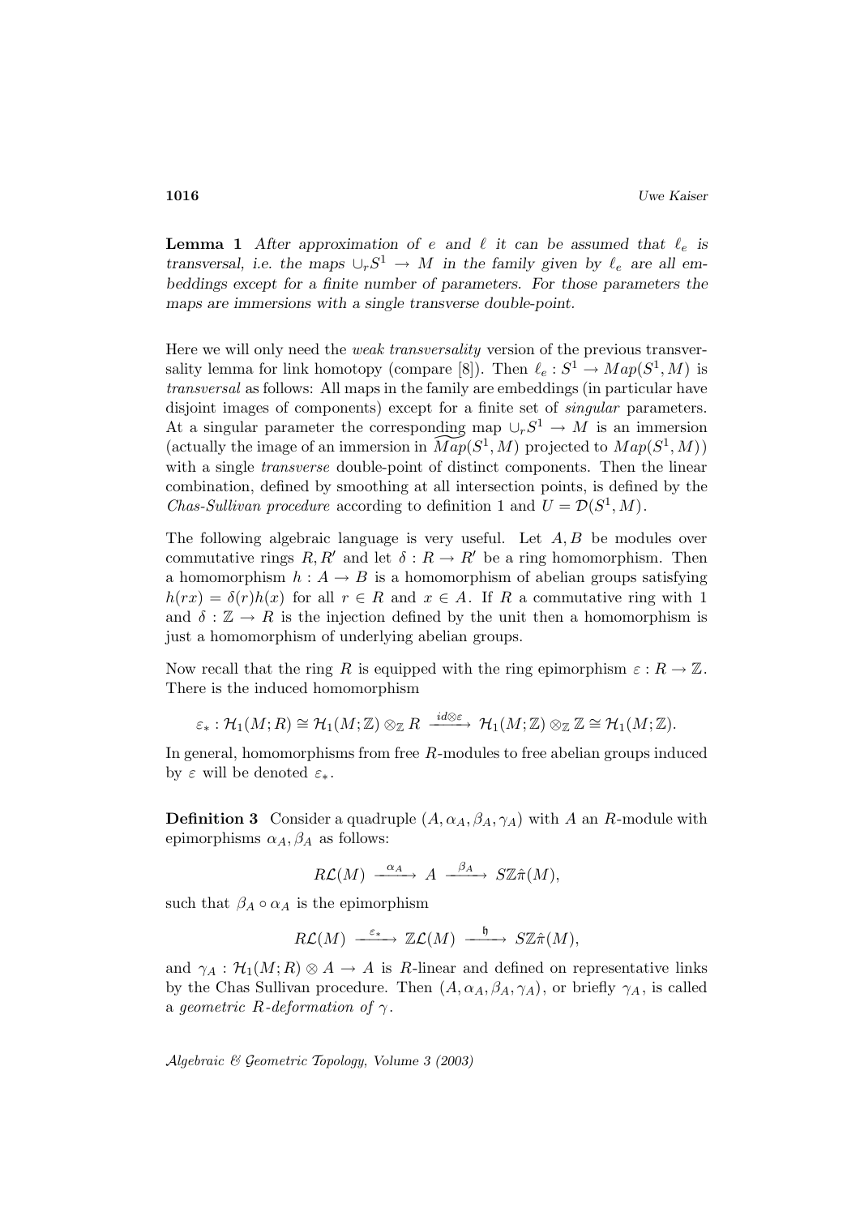**Lemma 1** *After approximation of $e$ and $\ell$ it can be assumed that $\ell_e$ is transversal, i.e. the maps $\cup_r S^1 \to M$ in the family given by $\ell_e$ are all embeddings except for a finite number of parameters. For those parameters the maps are immersions with a single transverse double-point.*

Here we will only need the *weak transversality* version of the previous transversality lemma for link homotopy (compare [8]). Then $\ell_e : S^1 \to Map(S^1, M)$ is *transversal* as follows: All maps in the family are embeddings (in particular have disjoint images of components) except for a finite set of *singular* parameters. At a singular parameter the corresponding map $\cup_r S^1 \to M$ is an immersion (actually the image of an immersion in $\widetilde{Map}(S^1, M)$ projected to $Map(S^1, M)$) with a single *transverse* double-point of distinct components. Then the linear combination, defined by smoothing at all intersection points, is defined by the *Chas-Sullivan procedure* according to definition 1 and $U = \mathcal{D}(S^1, M)$.

The following algebraic language is very useful. Let $A, B$ be modules over commutative rings $R, R'$ and let $\delta : R \to R'$ be a ring homomorphism. Then a homomorphism $h : A \to B$ is a homomorphism of abelian groups satisfying $h(rx) = \delta(r)h(x)$ for all $r \in R$ and $x \in A$. If $R$ a commutative ring with 1 and $\delta : \mathbb{Z} \to R$ is the injection defined by the unit then a homomorphism is just a homomorphism of underlying abelian groups.

Now recall that the ring $R$ is equipped with the ring epimorphism $\varepsilon : R \to \mathbb{Z}$. There is the induced homomorphism

$$\varepsilon_* : \mathcal{H}_1(M; R) \cong \mathcal{H}_1(M; \mathbb{Z}) \otimes_{\mathbb{Z}} R \xrightarrow{id \otimes \varepsilon} \mathcal{H}_1(M; \mathbb{Z}) \otimes_{\mathbb{Z}} \mathbb{Z} \cong \mathcal{H}_1(M; \mathbb{Z}).$$

In general, homomorphisms from free $R$-modules to free abelian groups induced by $\varepsilon$ will be denoted $\varepsilon_*$.

**Definition 3** Consider a quadruple $(A, \alpha_A, \beta_A, \gamma_A)$ with $A$ an $R$-module with epimorphisms $\alpha_A, \beta_A$ as follows:

$$R\mathcal{L}(M) \xrightarrow{\alpha_A} A \xrightarrow{\beta_A} S\mathbb{Z}\hat{\pi}(M),$$

such that $\beta_A \circ \alpha_A$ is the epimorphism

$$R\mathcal{L}(M) \xrightarrow{\varepsilon_*} \mathbb{Z}\mathcal{L}(M) \xrightarrow{\mathfrak{h}} S\mathbb{Z}\hat{\pi}(M),$$

and $\gamma_A : \mathcal{H}_1(M; R) \otimes A \to A$ is $R$-linear and defined on representative links by the Chas Sullivan procedure. Then $(A, \alpha_A, \beta_A, \gamma_A)$, or briefly $\gamma_A$, is called a *geometric $R$-deformation of $\gamma$*.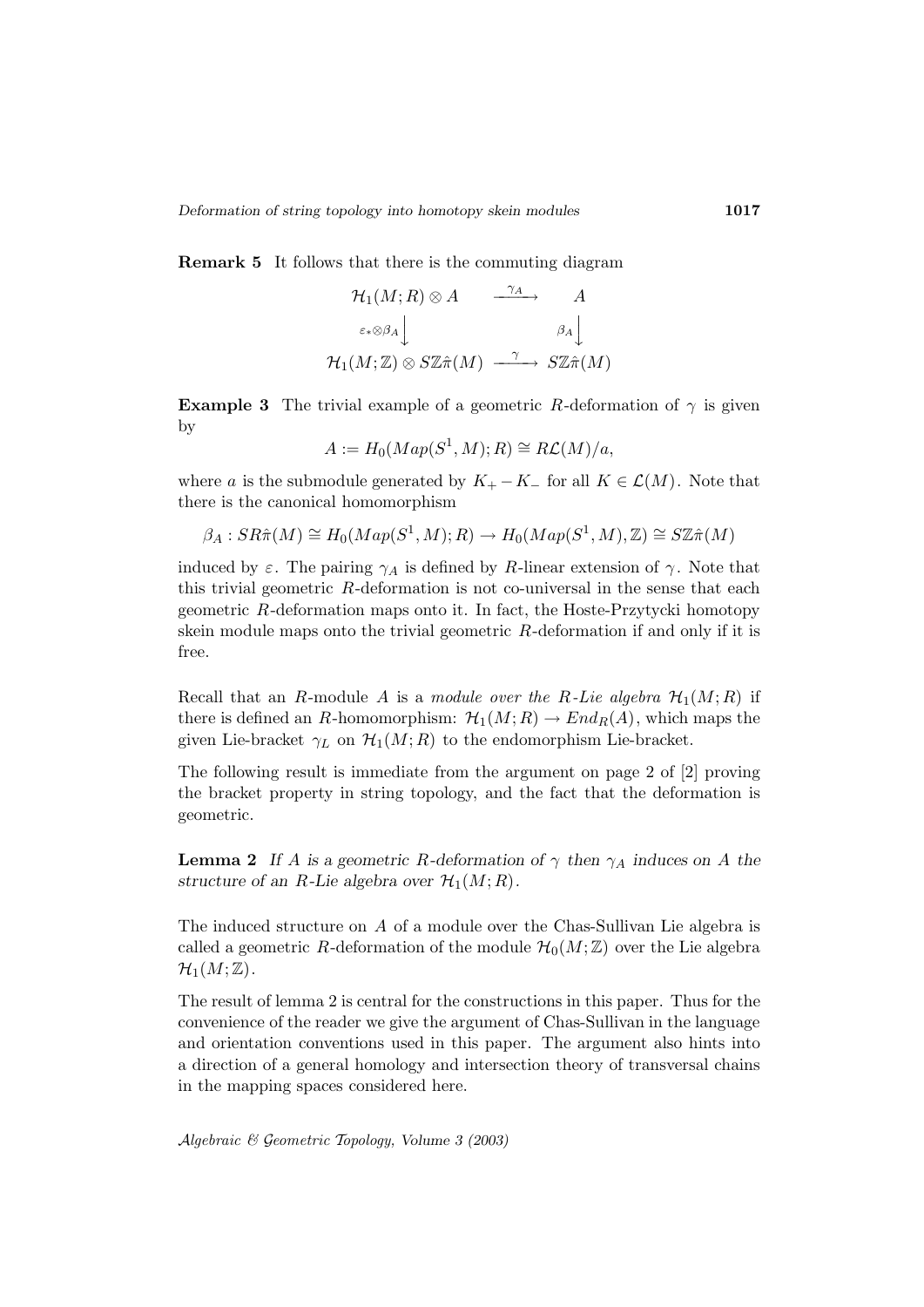**Remark 5** It follows that there is the commuting diagram

$$\begin{array}{ccc}
\mathcal{H}_1(M;R) \otimes A & \xrightarrow{\gamma_A} & A \\
\Big\downarrow{\scriptstyle \varepsilon_* \otimes \beta_A} & & \Big\downarrow{\scriptstyle \beta_A} \\
\mathcal{H}_1(M;\mathbb{Z}) \otimes S\mathbb{Z}\hat{\pi}(M) & \xrightarrow{\gamma} & S\mathbb{Z}\hat{\pi}(M)
\end{array}$$

**Example 3** The trivial example of a geometric $R$-deformation of $\gamma$ is given by

$$A := H_0(Map(S^1, M); R) \cong R\mathcal{L}(M)/a,$$

where $a$ is the submodule generated by $K_+ - K_-$ for all $K \in \mathcal{L}(M)$. Note that there is the canonical homomorphism

$$\beta_A : SR\hat{\pi}(M) \cong H_0(Map(S^1, M); R) \to H_0(Map(S^1, M), \mathbb{Z}) \cong S\mathbb{Z}\hat{\pi}(M)$$

induced by $\varepsilon$. The pairing $\gamma_A$ is defined by $R$-linear extension of $\gamma$. Note that this trivial geometric $R$-deformation is not co-universal in the sense that each geometric $R$-deformation maps onto it. In fact, the Hoste-Przytycki homotopy skein module maps onto the trivial geometric $R$-deformation if and only if it is free.

Recall that an $R$-module $A$ is a *module over the $R$-Lie algebra $\mathcal{H}_1(M;R)$* if there is defined an $R$-homomorphism: $\mathcal{H}_1(M;R) \to End_R(A)$, which maps the given Lie-bracket $\gamma_L$ on $\mathcal{H}_1(M;R)$ to the endomorphism Lie-bracket.

The following result is immediate from the argument on page 2 of [2] proving the bracket property in string topology, and the fact that the deformation is geometric.

**Lemma 2** *If $A$ is a geometric $R$-deformation of $\gamma$ then $\gamma_A$ induces on $A$ the structure of an $R$-Lie algebra over $\mathcal{H}_1(M;R)$.*

The induced structure on $A$ of a module over the Chas-Sullivan Lie algebra is called a geometric $R$-deformation of the module $\mathcal{H}_0(M;\mathbb{Z})$ over the Lie algebra $\mathcal{H}_1(M;\mathbb{Z})$.

The result of lemma 2 is central for the constructions in this paper. Thus for the convenience of the reader we give the argument of Chas-Sullivan in the language and orientation conventions used in this paper. The argument also hints into a direction of a general homology and intersection theory of transversal chains in the mapping spaces considered here.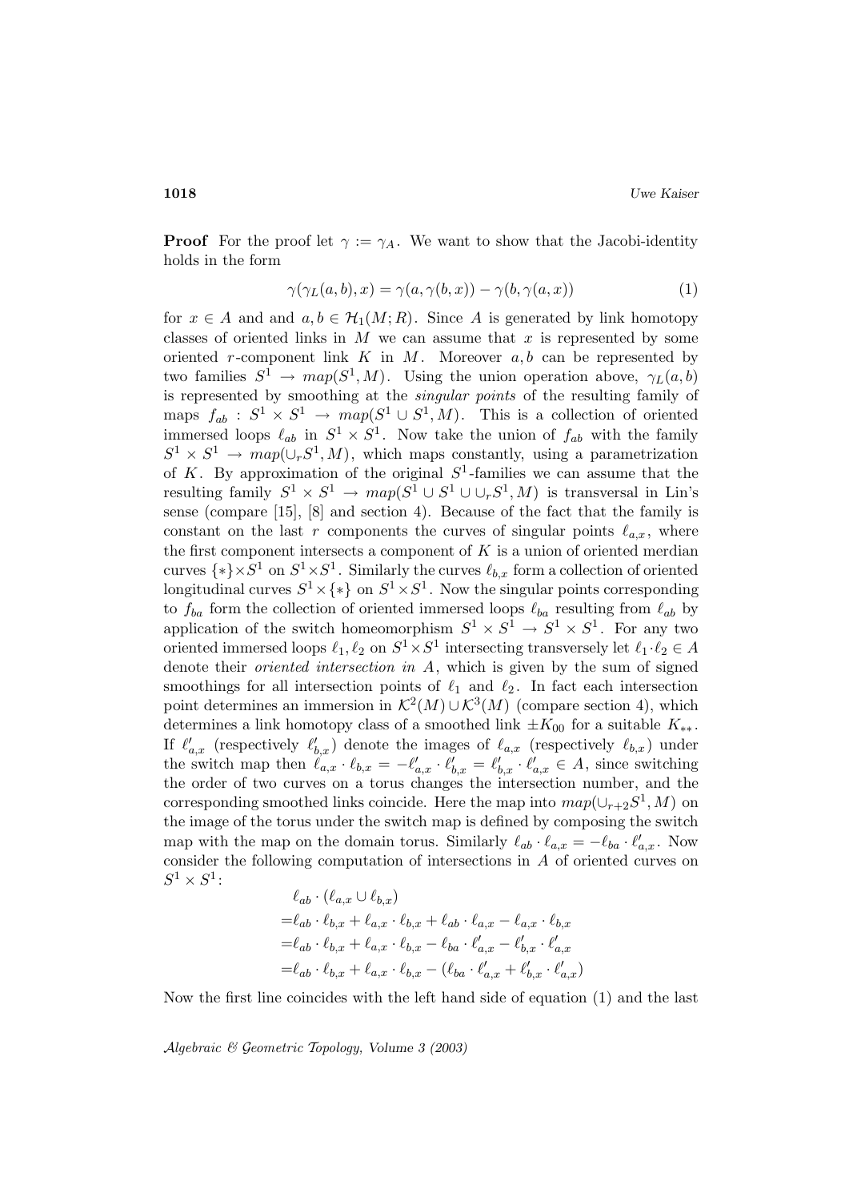**Proof** For the proof let $\gamma := \gamma_A$. We want to show that the Jacobi-identity holds in the form

$$\gamma(\gamma_L(a,b),x) = \gamma(a,\gamma(b,x)) - \gamma(b,\gamma(a,x)) \tag{1}$$

for $x \in A$ and and $a, b \in \mathcal{H}_1(M;R)$. Since $A$ is generated by link homotopy classes of oriented links in $M$ we can assume that $x$ is represented by some oriented $r$-component link $K$ in $M$. Moreover $a, b$ can be represented by two families $S^1 \to map(S^1, M)$. Using the union operation above, $\gamma_L(a,b)$ is represented by smoothing at the *singular points* of the resulting family of maps $f_{ab} : S^1 \times S^1 \to map(S^1 \cup S^1, M)$. This is a collection of oriented immersed loops $\ell_{ab}$ in $S^1 \times S^1$. Now take the union of $f_{ab}$ with the family $S^1 \times S^1 \to map(\cup_r S^1, M)$, which maps constantly, using a parametrization of $K$. By approximation of the original $S^1$-families we can assume that the resulting family $S^1 \times S^1 \to map(S^1 \cup S^1 \cup \cup_r S^1, M)$ is transversal in Lin's sense (compare [15], [8] and section 4). Because of the fact that the family is constant on the last $r$ components the curves of singular points $\ell_{a,x}$, where the first component intersects a component of $K$ is a union of oriented merdian curves $\{*\} \times S^1$ on $S^1 \times S^1$. Similarly the curves $\ell_{b,x}$ form a collection of oriented longitudinal curves $S^1 \times \{*\}$ on $S^1 \times S^1$. Now the singular points corresponding to $f_{ba}$ form the collection of oriented immersed loops $\ell_{ba}$ resulting from $\ell_{ab}$ by application of the switch homeomorphism $S^1 \times S^1 \to S^1 \times S^1$. For any two oriented immersed loops $\ell_1, \ell_2$ on $S^1 \times S^1$ intersecting transversely let $\ell_1 \cdot \ell_2 \in A$ denote their *oriented intersection in* $A$, which is given by the sum of signed smoothings for all intersection points of $\ell_1$ and $\ell_2$. In fact each intersection point determines an immersion in $\mathcal{K}^2(M) \cup \mathcal{K}^3(M)$ (compare section 4), which determines a link homotopy class of a smoothed link $\pm K_{00}$ for a suitable $K_{**}$. If $\ell'_{a,x}$ (respectively $\ell'_{b,x}$) denote the images of $\ell_{a,x}$ (respectively $\ell_{b,x}$) under the switch map then $\ell_{a,x} \cdot \ell_{b,x} = -\ell'_{a,x} \cdot \ell'_{b,x} = \ell'_{b,x} \cdot \ell'_{a,x} \in A$, since switching the order of two curves on a torus changes the intersection number, and the corresponding smoothed links coincide. Here the map into $map(\cup_{r+2} S^1, M)$ on the image of the torus under the switch map is defined by composing the switch map with the map on the domain torus. Similarly $\ell_{ab} \cdot \ell_{a,x} = -\ell_{ba} \cdot \ell'_{a,x}$. Now consider the following computation of intersections in $A$ of oriented curves on $S^1 \times S^1$:

$$\begin{aligned}
&\ell_{ab} \cdot (\ell_{a,x} \cup \ell_{b,x}) \\
=&\ell_{ab} \cdot \ell_{b,x} + \ell_{a,x} \cdot \ell_{b,x} + \ell_{ab} \cdot \ell_{a,x} - \ell_{a,x} \cdot \ell_{b,x} \\
=&\ell_{ab} \cdot \ell_{b,x} + \ell_{a,x} \cdot \ell_{b,x} - \ell_{ba} \cdot \ell'_{a,x} - \ell'_{b,x} \cdot \ell'_{a,x} \\
=&\ell_{ab} \cdot \ell_{b,x} + \ell_{a,x} \cdot \ell_{b,x} - (\ell_{ba} \cdot \ell'_{a,x} + \ell'_{b,x} \cdot \ell'_{a,x})
\end{aligned}$$

Now the first line coincides with the left hand side of equation (1) and the last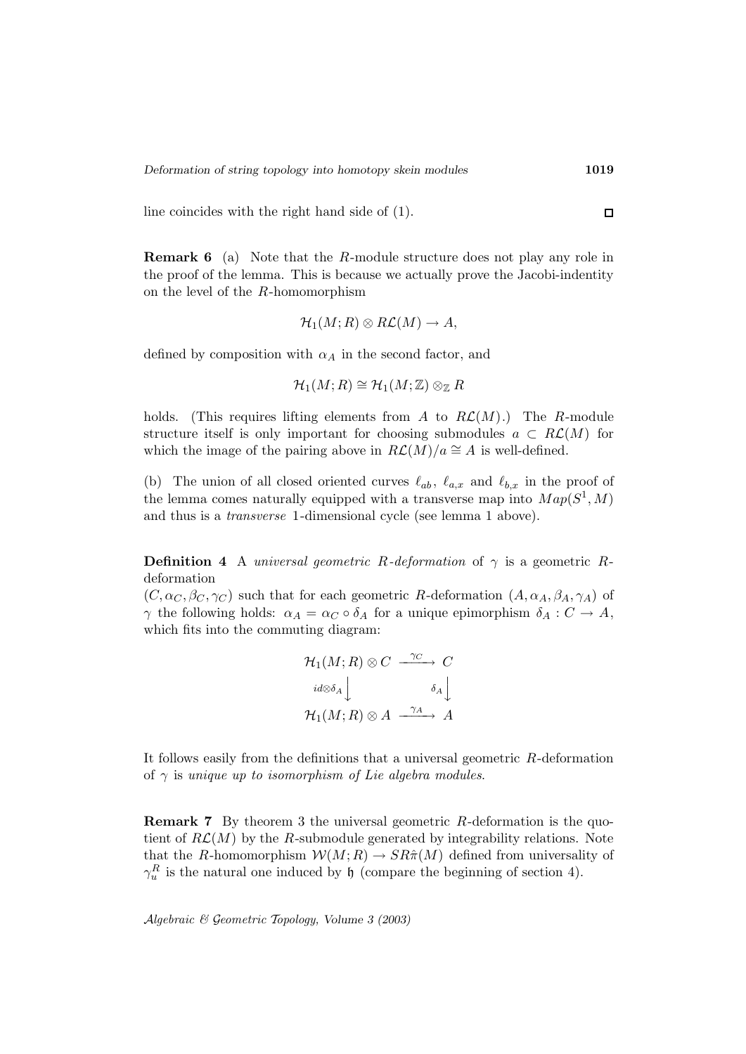line coincides with the right hand side of (1). $\square$

**Remark 6** (a) Note that the $R$-module structure does not play any role in the proof of the lemma. This is because we actually prove the Jacobi-indentity on the level of the $R$-homomorphism

$$\mathcal{H}_1(M;R)\otimes R\mathcal{L}(M)\to A,$$

defined by composition with $\alpha_A$ in the second factor, and

$$\mathcal{H}_1(M;R)\cong \mathcal{H}_1(M;\mathbb{Z})\otimes_{\mathbb{Z}} R$$

holds. (This requires lifting elements from $A$ to $R\mathcal{L}(M)$.) The $R$-module structure itself is only important for choosing submodules $a\subset R\mathcal{L}(M)$ for which the image of the pairing above in $R\mathcal{L}(M)/a\cong A$ is well-defined.

(b) The union of all closed oriented curves $\ell_{ab}$, $\ell_{a,x}$ and $\ell_{b,x}$ in the proof of the lemma comes naturally equipped with a transverse map into $Map(S^1,M)$ and thus is a *transverse* 1-dimensional cycle (see lemma 1 above).

**Definition 4** A *universal geometric $R$-deformation* of $\gamma$ is a geometric $R$-deformation
$(C,\alpha_C,\beta_C,\gamma_C)$ such that for each geometric $R$-deformation $(A,\alpha_A,\beta_A,\gamma_A)$ of $\gamma$ the following holds: $\alpha_A=\alpha_C\circ\delta_A$ for a unique epimorphism $\delta_A: C\to A$, which fits into the commuting diagram:

$$\begin{array}{ccc}
\mathcal{H}_1(M;R)\otimes C & \xrightarrow{\gamma_C} & C \\
{\scriptstyle id\otimes\delta_A}\downarrow & & \downarrow{\scriptstyle \delta_A} \\
\mathcal{H}_1(M;R)\otimes A & \xrightarrow{\gamma_A} & A
\end{array}$$

It follows easily from the definitions that a universal geometric $R$-deformation of $\gamma$ is *unique up to isomorphism of Lie algebra modules*.

**Remark 7** By theorem 3 the universal geometric $R$-deformation is the quotient of $R\mathcal{L}(M)$ by the $R$-submodule generated by integrability relations. Note that the $R$-homomorphism $\mathcal{W}(M;R)\to SR\hat{\pi}(M)$ defined from universality of $\gamma_u^R$ is the natural one induced by $\mathfrak{h}$ (compare the beginning of section 4).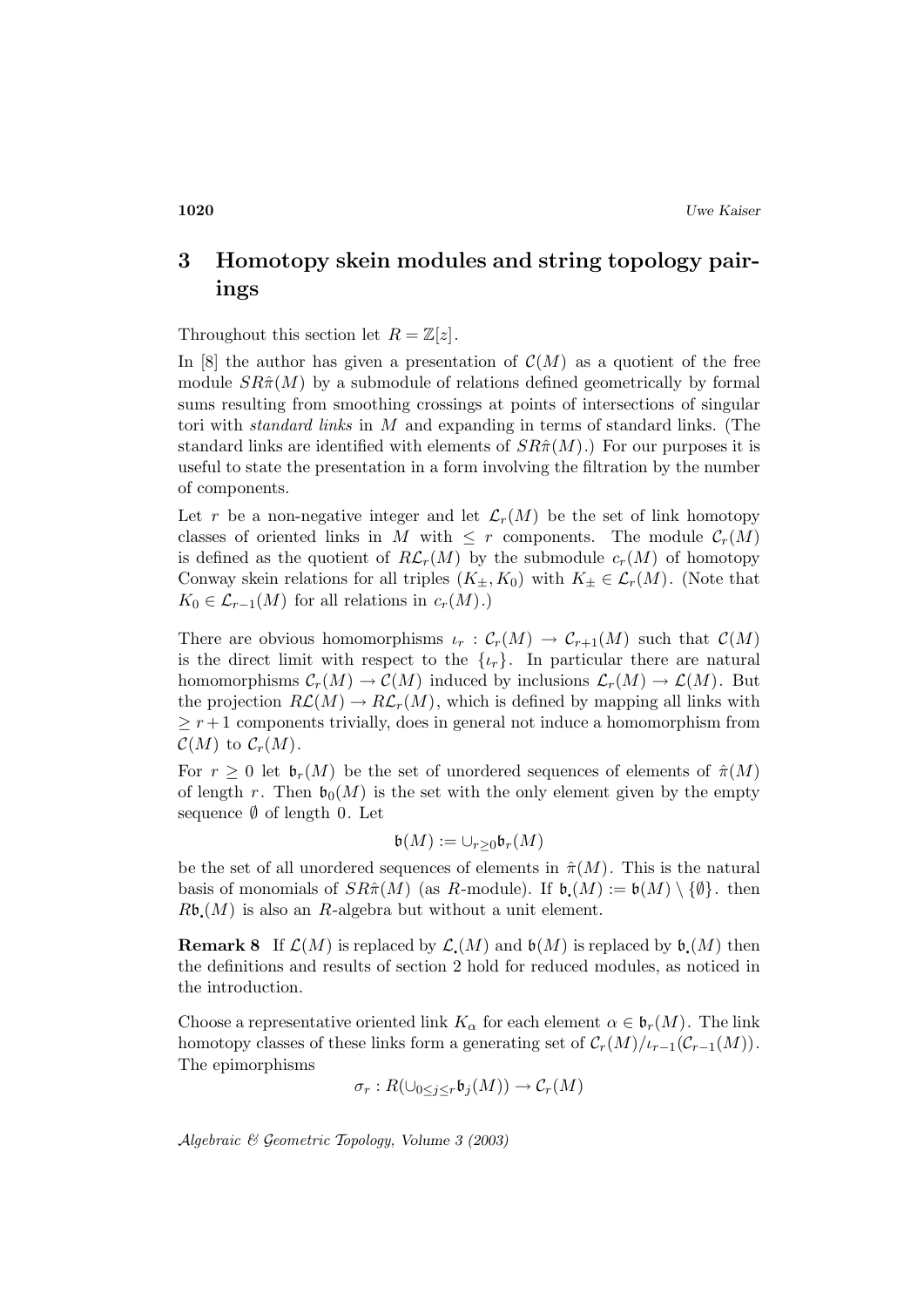# 3 Homotopy skein modules and string topology pairings

Throughout this section let $R = \mathbb{Z}[z]$.

In [8] the author has given a presentation of $\mathcal{C}(M)$ as a quotient of the free module $SR\hat{\pi}(M)$ by a submodule of relations defined geometrically by formal sums resulting from smoothing crossings at points of intersections of singular tori with *standard links* in $M$ and expanding in terms of standard links. (The standard links are identified with elements of $SR\hat{\pi}(M)$.) For our purposes it is useful to state the presentation in a form involving the filtration by the number of components.

Let $r$ be a non-negative integer and let $\mathcal{L}_r(M)$ be the set of link homotopy classes of oriented links in $M$ with $\leq r$ components. The module $\mathcal{C}_r(M)$ is defined as the quotient of $R\mathcal{L}_r(M)$ by the submodule $c_r(M)$ of homotopy Conway skein relations for all triples $(K_\pm, K_0)$ with $K_\pm \in \mathcal{L}_r(M)$. (Note that $K_0 \in \mathcal{L}_{r-1}(M)$ for all relations in $c_r(M)$.)

There are obvious homomorphisms $\iota_r : \mathcal{C}_r(M) \to \mathcal{C}_{r+1}(M)$ such that $\mathcal{C}(M)$ is the direct limit with respect to the $\{\iota_r\}$. In particular there are natural homomorphisms $\mathcal{C}_r(M) \to \mathcal{C}(M)$ induced by inclusions $\mathcal{L}_r(M) \to \mathcal{L}(M)$. But the projection $R\mathcal{L}(M) \to R\mathcal{L}_r(M)$, which is defined by mapping all links with $\geq r+1$ components trivially, does in general not induce a homomorphism from $\mathcal{C}(M)$ to $\mathcal{C}_r(M)$.

For $r \geq 0$ let $\mathfrak{b}_r(M)$ be the set of unordered sequences of elements of $\hat{\pi}(M)$ of length $r$. Then $\mathfrak{b}_0(M)$ is the set with the only element given by the empty sequence $\emptyset$ of length $0$. Let

$$\mathfrak{b}(M) := \cup_{r \geq 0} \mathfrak{b}_r(M)$$

be the set of all unordered sequences of elements in $\hat{\pi}(M)$. This is the natural basis of monomials of $SR\hat{\pi}(M)$ (as $R$-module). If $\mathfrak{b}_{\bullet}(M) := \mathfrak{b}(M) \setminus \{\emptyset\}$. then $R\mathfrak{b}_{\bullet}(M)$ is also an $R$-algebra but without a unit element.

**Remark 8** If $\mathcal{L}(M)$ is replaced by $\mathcal{L}_{\bullet}(M)$ and $\mathfrak{b}(M)$ is replaced by $\mathfrak{b}_{\bullet}(M)$ then the definitions and results of section 2 hold for reduced modules, as noticed in the introduction.

Choose a representative oriented link $K_\alpha$ for each element $\alpha \in \mathfrak{b}_r(M)$. The link homotopy classes of these links form a generating set of $\mathcal{C}_r(M)/\iota_{r-1}(\mathcal{C}_{r-1}(M))$. The epimorphisms

$$\sigma_r : R(\cup_{0 \leq j \leq r} \mathfrak{b}_j(M)) \to \mathcal{C}_r(M)$$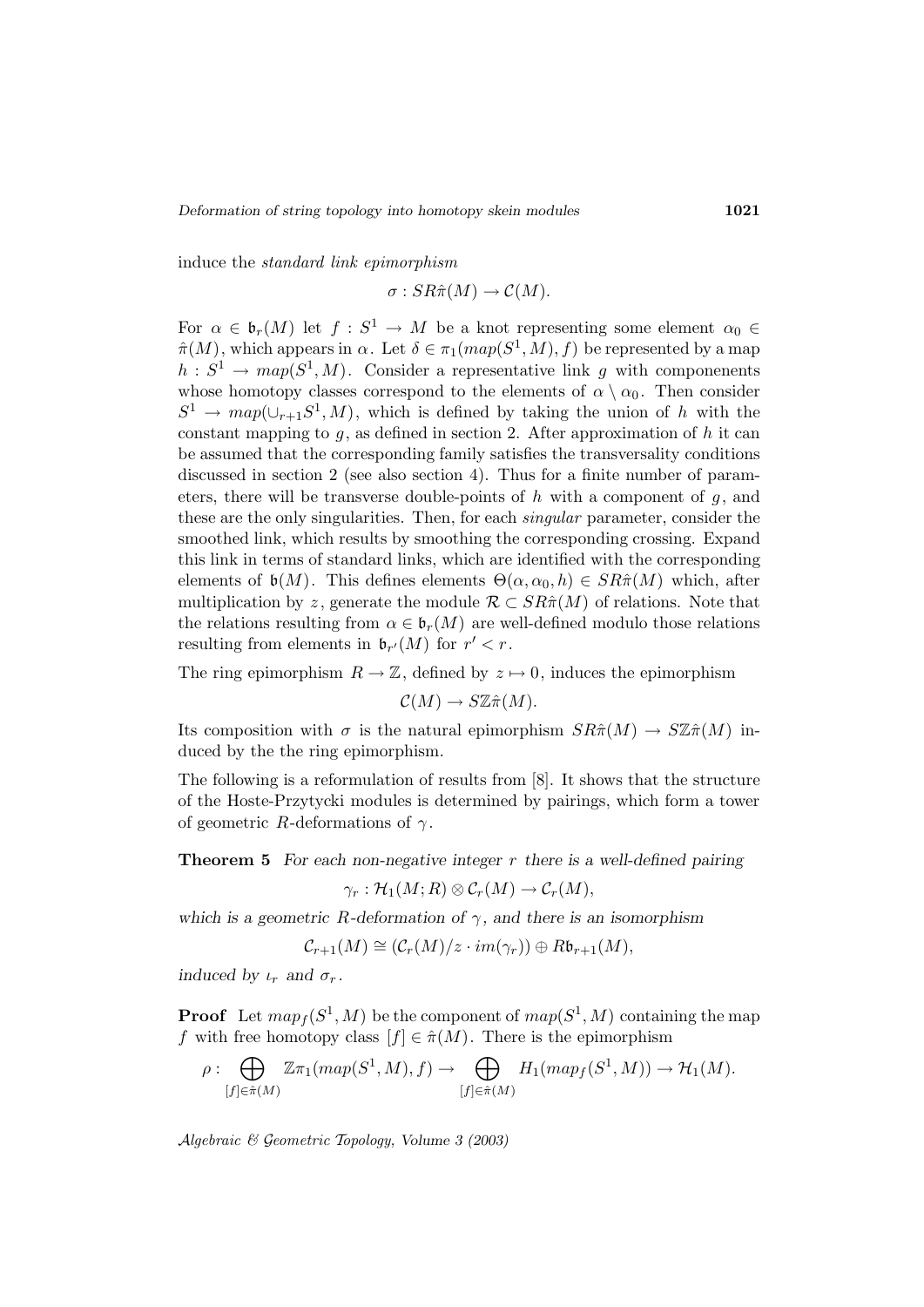induce the *standard link epimorphism*

$$\sigma : SR\hat{\pi}(M) \to \mathcal{C}(M).$$

For $\alpha \in \mathfrak{b}_r(M)$ let $f : S^1 \to M$ be a knot representing some element $\alpha_0 \in \hat{\pi}(M)$, which appears in $\alpha$. Let $\delta \in \pi_1(map(S^1, M), f)$ be represented by a map $h : S^1 \to map(S^1, M)$. Consider a representative link $g$ with componenents whose homotopy classes correspond to the elements of $\alpha \setminus \alpha_0$. Then consider $S^1 \to map(\cup_{r+1} S^1, M)$, which is defined by taking the union of $h$ with the constant mapping to $g$, as defined in section 2. After approximation of $h$ it can be assumed that the corresponding family satisfies the transversality conditions discussed in section 2 (see also section 4). Thus for a finite number of parameters, there will be transverse double-points of $h$ with a component of $g$, and these are the only singularities. Then, for each *singular* parameter, consider the smoothed link, which results by smoothing the corresponding crossing. Expand this link in terms of standard links, which are identified with the corresponding elements of $\mathfrak{b}(M)$. This defines elements $\Theta(\alpha, \alpha_0, h) \in SR\hat{\pi}(M)$ which, after multiplication by $z$, generate the module $\mathcal{R} \subset SR\hat{\pi}(M)$ of relations. Note that the relations resulting from $\alpha \in \mathfrak{b}_r(M)$ are well-defined modulo those relations resulting from elements in $\mathfrak{b}_{r'}(M)$ for $r' < r$.

The ring epimorphism $R \to \mathbb{Z}$, defined by $z \mapsto 0$, induces the epimorphism

$$\mathcal{C}(M) \to S\mathbb{Z}\hat{\pi}(M).$$

Its composition with $\sigma$ is the natural epimorphism $SR\hat{\pi}(M) \to S\mathbb{Z}\hat{\pi}(M)$ induced by the the ring epimorphism.

The following is a reformulation of results from [8]. It shows that the structure of the Hoste-Przytycki modules is determined by pairings, which form a tower of geometric $R$-deformations of $\gamma$.

**Theorem 5** *For each non-negative integer $r$ there is a well-defined pairing*

$$\gamma_r : \mathcal{H}_1(M; R) \otimes \mathcal{C}_r(M) \to \mathcal{C}_r(M),$$

*which is a geometric $R$-deformation of $\gamma$, and there is an isomorphism*

$$\mathcal{C}_{r+1}(M) \cong (\mathcal{C}_r(M)/z \cdot im(\gamma_r)) \oplus R\mathfrak{b}_{r+1}(M),$$

*induced by $\iota_r$ and $\sigma_r$.*

**Proof** Let $map_f(S^1, M)$ be the component of $map(S^1, M)$ containing the map $f$ with free homotopy class $[f] \in \hat{\pi}(M)$. There is the epimorphism

$$\rho : \bigoplus_{[f] \in \hat{\pi}(M)} \mathbb{Z}\pi_1(map(S^1, M), f) \to \bigoplus_{[f] \in \hat{\pi}(M)} H_1(map_f(S^1, M)) \to \mathcal{H}_1(M).$$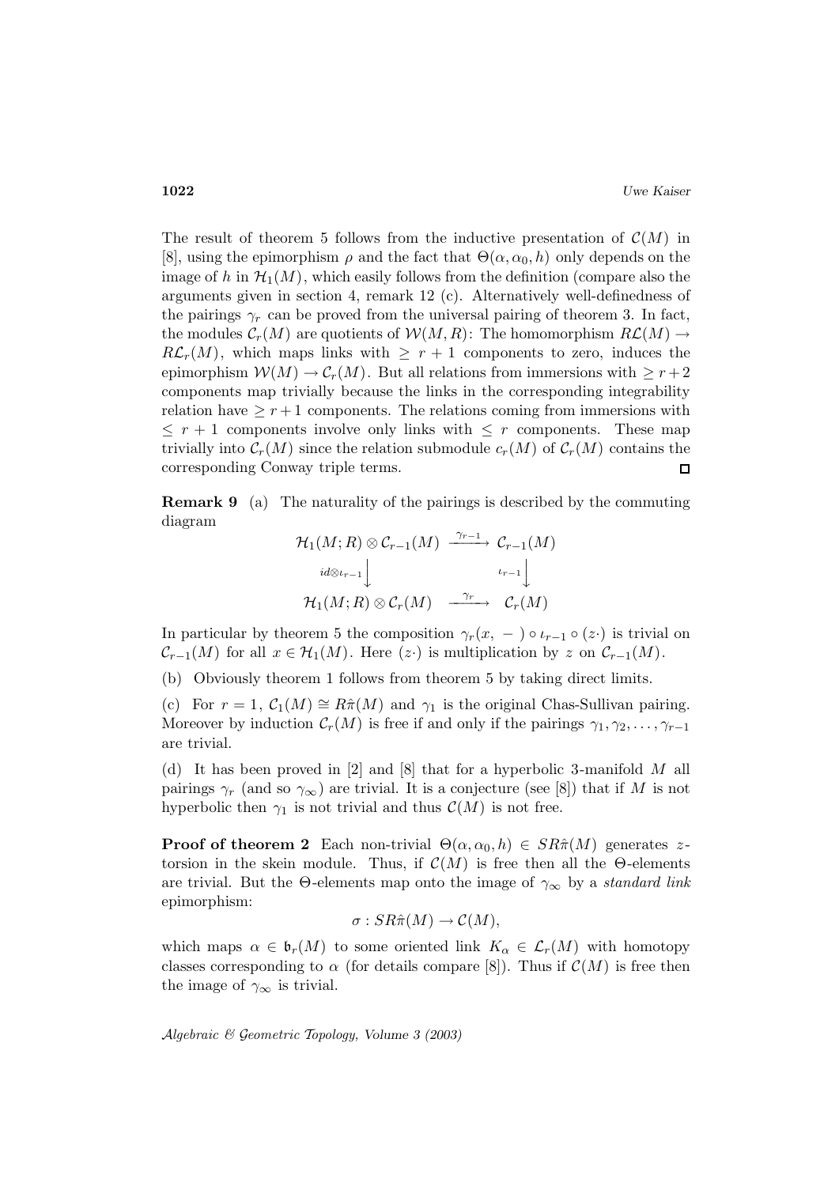The result of theorem 5 follows from the inductive presentation of $\mathcal{C}(M)$ in [8], using the epimorphism $\rho$ and the fact that $\Theta(\alpha, \alpha_0, h)$ only depends on the image of $h$ in $\mathcal{H}_1(M)$, which easily follows from the definition (compare also the arguments given in section 4, remark 12 (c). Alternatively well-definedness of the pairings $\gamma_r$ can be proved from the universal pairing of theorem 3. In fact, the modules $\mathcal{C}_r(M)$ are quotients of $\mathcal{W}(M, R)$: The homomorphism $R\mathcal{L}(M) \to R\mathcal{L}_r(M)$, which maps links with $\geq r+1$ components to zero, induces the epimorphism $\mathcal{W}(M) \to \mathcal{C}_r(M)$. But all relations from immersions with $\geq r+2$ components map trivially because the links in the corresponding integrability relation have $\geq r+1$ components. The relations coming from immersions with $\leq r+1$ components involve only links with $\leq r$ components. These map trivially into $\mathcal{C}_r(M)$ since the relation submodule $c_r(M)$ of $\mathcal{C}_r(M)$ contains the corresponding Conway triple terms. $\square$

**Remark 9** (a) The naturality of the pairings is described by the commuting diagram

$$\begin{array}{ccc} \mathcal{H}_1(M;R) \otimes \mathcal{C}_{r-1}(M) & \xrightarrow{\gamma_{r-1}} & \mathcal{C}_{r-1}(M) \\ {\scriptstyle id \otimes \iota_{r-1}} \downarrow & & \downarrow {\scriptstyle \iota_{r-1}} \\ \mathcal{H}_1(M;R) \otimes \mathcal{C}_r(M) & \xrightarrow{\gamma_r} & \mathcal{C}_r(M) \end{array}$$

In particular by theorem 5 the composition $\gamma_r(x, -) \circ \iota_{r-1} \circ (z\cdot)$ is trivial on $\mathcal{C}_{r-1}(M)$ for all $x \in \mathcal{H}_1(M)$. Here $(z\cdot)$ is multiplication by $z$ on $\mathcal{C}_{r-1}(M)$.

(b) Obviously theorem 1 follows from theorem 5 by taking direct limits.

(c) For $r = 1$, $\mathcal{C}_1(M) \cong R\hat{\pi}(M)$ and $\gamma_1$ is the original Chas-Sullivan pairing. Moreover by induction $\mathcal{C}_r(M)$ is free if and only if the pairings $\gamma_1, \gamma_2, \ldots, \gamma_{r-1}$ are trivial.

(d) It has been proved in [2] and [8] that for a hyperbolic 3-manifold $M$ all pairings $\gamma_r$ (and so $\gamma_\infty$) are trivial. It is a conjecture (see [8]) that if $M$ is not hyperbolic then $\gamma_1$ is not trivial and thus $\mathcal{C}(M)$ is not free.

**Proof of theorem 2** Each non-trivial $\Theta(\alpha, \alpha_0, h) \in SR\hat{\pi}(M)$ generates $z$-torsion in the skein module. Thus, if $\mathcal{C}(M)$ is free then all the $\Theta$-elements are trivial. But the $\Theta$-elements map onto the image of $\gamma_\infty$ by a *standard link* epimorphism:

$$\sigma : SR\hat{\pi}(M) \to \mathcal{C}(M),$$

which maps $\alpha \in \mathfrak{b}_r(M)$ to some oriented link $K_\alpha \in \mathcal{L}_r(M)$ with homotopy classes corresponding to $\alpha$ (for details compare [8]). Thus if $\mathcal{C}(M)$ is free then the image of $\gamma_\infty$ is trivial.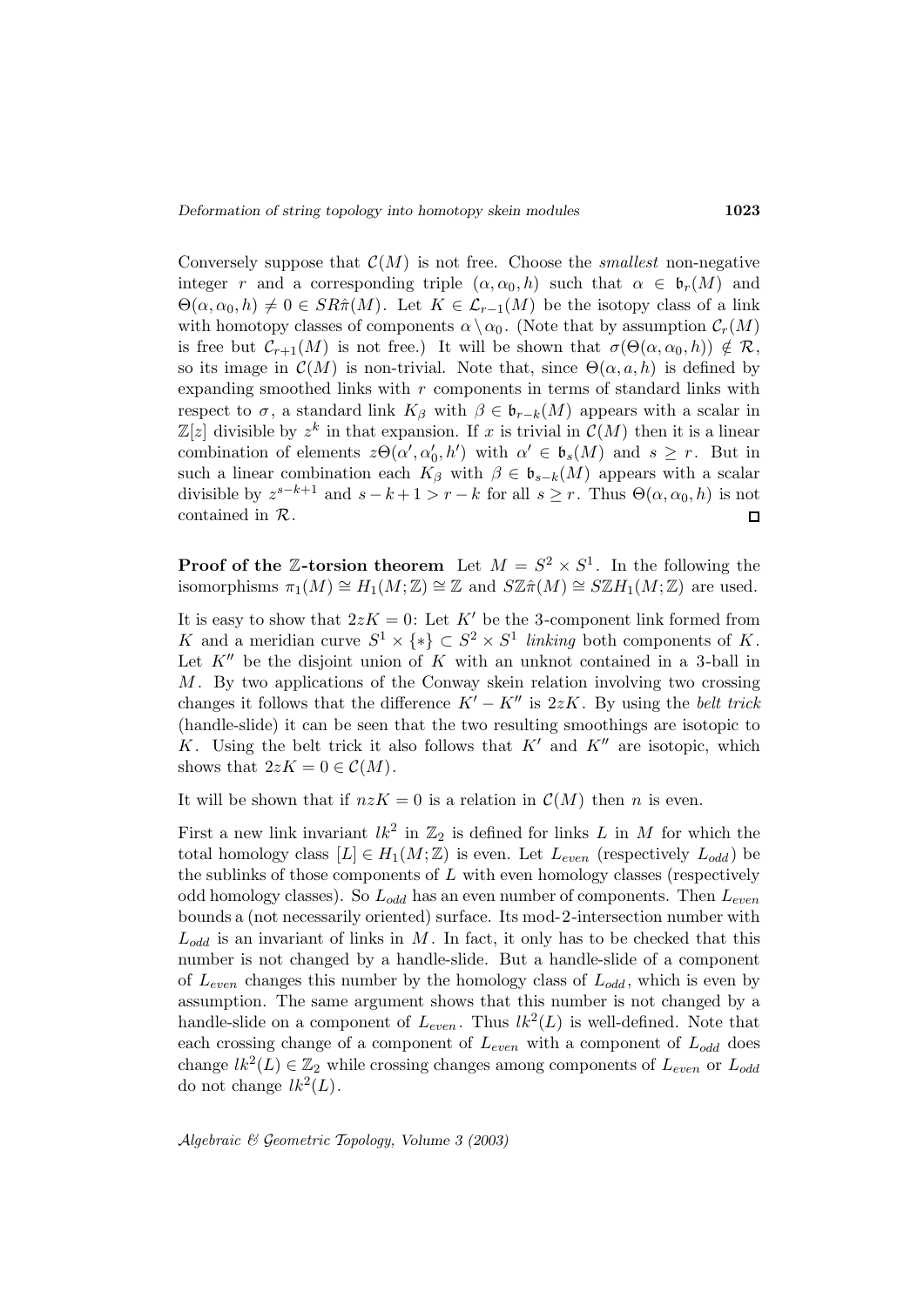Conversely suppose that $\mathcal{C}(M)$ is not free. Choose the *smallest* non-negative integer $r$ and a corresponding triple $(\alpha, \alpha_0, h)$ such that $\alpha \in \mathfrak{b}_r(M)$ and $\Theta(\alpha, \alpha_0, h) \neq 0 \in SR\hat{\pi}(M)$. Let $K \in \mathcal{L}_{r-1}(M)$ be the isotopy class of a link with homotopy classes of components $\alpha \setminus \alpha_0$. (Note that by assumption $\mathcal{C}_r(M)$ is free but $\mathcal{C}_{r+1}(M)$ is not free.) It will be shown that $\sigma(\Theta(\alpha, \alpha_0, h)) \notin \mathcal{R}$, so its image in $\mathcal{C}(M)$ is non-trivial. Note that, since $\Theta(\alpha, a, h)$ is defined by expanding smoothed links with $r$ components in terms of standard links with respect to $\sigma$, a standard link $K_\beta$ with $\beta \in \mathfrak{b}_{r-k}(M)$ appears with a scalar in $\mathbb{Z}[z]$ divisible by $z^k$ in that expansion. If $x$ is trivial in $\mathcal{C}(M)$ then it is a linear combination of elements $z\Theta(\alpha', \alpha_0', h')$ with $\alpha' \in \mathfrak{b}_s(M)$ and $s \geq r$. But in such a linear combination each $K_\beta$ with $\beta \in \mathfrak{b}_{s-k}(M)$ appears with a scalar divisible by $z^{s-k+1}$ and $s-k+1 > r-k$ for all $s \geq r$. Thus $\Theta(\alpha, \alpha_0, h)$ is not contained in $\mathcal{R}$. $\square$

**Proof of the $\mathbb{Z}$-torsion theorem** Let $M = S^2 \times S^1$. In the following the isomorphisms $\pi_1(M) \cong H_1(M; \mathbb{Z}) \cong \mathbb{Z}$ and $S\mathbb{Z}\hat{\pi}(M) \cong S\mathbb{Z}H_1(M; \mathbb{Z})$ are used.

It is easy to show that $2zK = 0$: Let $K'$ be the 3-component link formed from $K$ and a meridian curve $S^1 \times \{*\} \subset S^2 \times S^1$ *linking* both components of $K$. Let $K''$ be the disjoint union of $K$ with an unknot contained in a 3-ball in $M$. By two applications of the Conway skein relation involving two crossing changes it follows that the difference $K' - K''$ is $2zK$. By using the *belt trick* (handle-slide) it can be seen that the two resulting smoothings are isotopic to $K$. Using the belt trick it also follows that $K'$ and $K''$ are isotopic, which shows that $2zK = 0 \in \mathcal{C}(M)$.

It will be shown that if $nzK = 0$ is a relation in $\mathcal{C}(M)$ then $n$ is even.

First a new link invariant $lk^2$ in $\mathbb{Z}_2$ is defined for links $L$ in $M$ for which the total homology class $[L] \in H_1(M; \mathbb{Z})$ is even. Let $L_{even}$ (respectively $L_{odd}$) be the sublinks of those components of $L$ with even homology classes (respectively odd homology classes). So $L_{odd}$ has an even number of components. Then $L_{even}$ bounds a (not necessarily oriented) surface. Its mod-2-intersection number with $L_{odd}$ is an invariant of links in $M$. In fact, it only has to be checked that this number is not changed by a handle-slide. But a handle-slide of a component of $L_{even}$ changes this number by the homology class of $L_{odd}$, which is even by assumption. The same argument shows that this number is not changed by a handle-slide on a component of $L_{even}$. Thus $lk^2(L)$ is well-defined. Note that each crossing change of a component of $L_{even}$ with a component of $L_{odd}$ does change $lk^2(L) \in \mathbb{Z}_2$ while crossing changes among components of $L_{even}$ or $L_{odd}$ do not change $lk^2(L)$.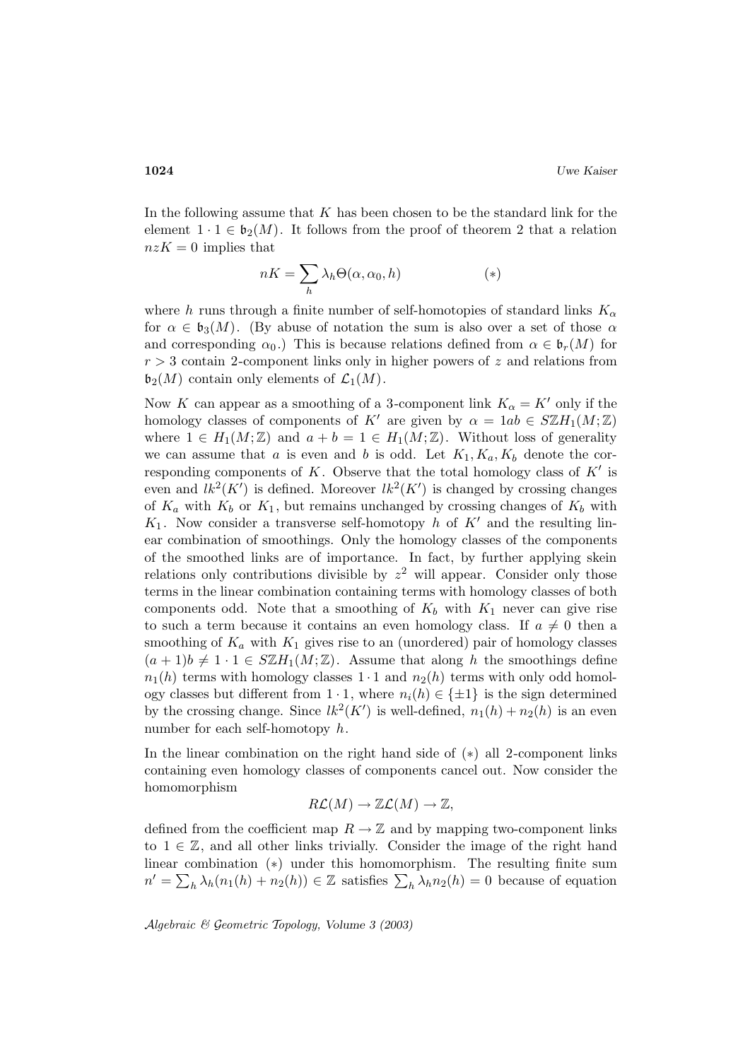In the following assume that $K$ has been chosen to be the standard link for the element $1 \cdot 1 \in \mathfrak{b}_2(M)$. It follows from the proof of theorem 2 that a relation $nzK = 0$ implies that

$$nK = \sum_h \lambda_h \Theta(\alpha, \alpha_0, h) \qquad\qquad (*)$$

where $h$ runs through a finite number of self-homotopies of standard links $K_\alpha$ for $\alpha \in \mathfrak{b}_3(M)$. (By abuse of notation the sum is also over a set of those $\alpha$ and corresponding $\alpha_0$.) This is because relations defined from $\alpha \in \mathfrak{b}_r(M)$ for $r > 3$ contain 2-component links only in higher powers of $z$ and relations from $\mathfrak{b}_2(M)$ contain only elements of $\mathcal{L}_1(M)$.

Now $K$ can appear as a smoothing of a 3-component link $K_\alpha = K'$ only if the homology classes of components of $K'$ are given by $\alpha = 1ab \in S\mathbb{Z}H_1(M;\mathbb{Z})$ where $1 \in H_1(M;\mathbb{Z})$ and $a + b = 1 \in H_1(M;\mathbb{Z})$. Without loss of generality we can assume that $a$ is even and $b$ is odd. Let $K_1, K_a, K_b$ denote the corresponding components of $K$. Observe that the total homology class of $K'$ is even and $lk^2(K')$ is defined. Moreover $lk^2(K')$ is changed by crossing changes of $K_a$ with $K_b$ or $K_1$, but remains unchanged by crossing changes of $K_b$ with $K_1$. Now consider a transverse self-homotopy $h$ of $K'$ and the resulting linear combination of smoothings. Only the homology classes of the components of the smoothed links are of importance. In fact, by further applying skein relations only contributions divisible by $z^2$ will appear. Consider only those terms in the linear combination containing terms with homology classes of both components odd. Note that a smoothing of $K_b$ with $K_1$ never can give rise to such a term because it contains an even homology class. If $a \neq 0$ then a smoothing of $K_a$ with $K_1$ gives rise to an (unordered) pair of homology classes $(a+1)b \neq 1 \cdot 1 \in S\mathbb{Z}H_1(M;\mathbb{Z})$. Assume that along $h$ the smoothings define $n_1(h)$ terms with homology classes $1 \cdot 1$ and $n_2(h)$ terms with only odd homology classes but different from $1 \cdot 1$, where $n_i(h) \in \{\pm 1\}$ is the sign determined by the crossing change. Since $lk^2(K')$ is well-defined, $n_1(h) + n_2(h)$ is an even number for each self-homotopy $h$.

In the linear combination on the right hand side of $(*)$ all 2-component links containing even homology classes of components cancel out. Now consider the homomorphism

$$R\mathcal{L}(M) \to \mathbb{Z}\mathcal{L}(M) \to \mathbb{Z},$$

defined from the coefficient map $R \to \mathbb{Z}$ and by mapping two-component links to $1 \in \mathbb{Z}$, and all other links trivially. Consider the image of the right hand linear combination $(*)$ under this homomorphism. The resulting finite sum $n' = \sum_h \lambda_h(n_1(h) + n_2(h)) \in \mathbb{Z}$ satisfies $\sum_h \lambda_h n_2(h) = 0$ because of equation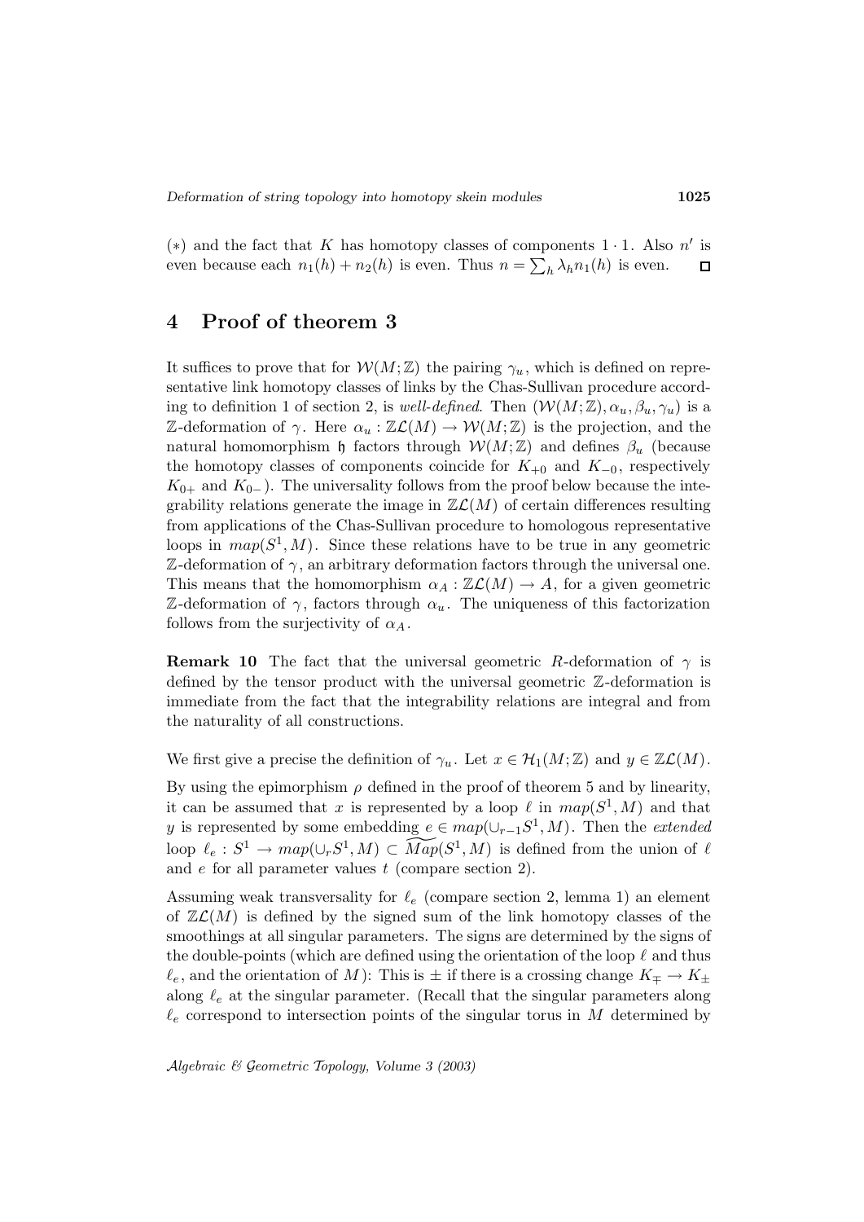$(*)$ and the fact that $K$ has homotopy classes of components $1 \cdot 1$. Also $n'$ is even because each $n_1(h) + n_2(h)$ is even. Thus $n = \sum_h \lambda_h n_1(h)$ is even. $\square$

## 4 Proof of theorem 3

It suffices to prove that for $\mathcal{W}(M;\mathbb{Z})$ the pairing $\gamma_u$, which is defined on representative link homotopy classes of links by the Chas-Sullivan procedure according to definition 1 of section 2, is *well-defined*. Then $(\mathcal{W}(M;\mathbb{Z}), \alpha_u, \beta_u, \gamma_u)$ is a $\mathbb{Z}$-deformation of $\gamma$. Here $\alpha_u : \mathbb{Z}\mathcal{L}(M) \to \mathcal{W}(M;\mathbb{Z})$ is the projection, and the natural homomorphism $\mathfrak{h}$ factors through $\mathcal{W}(M;\mathbb{Z})$ and defines $\beta_u$ (because the homotopy classes of components coincide for $K_{+0}$ and $K_{-0}$, respectively $K_{0+}$ and $K_{0-}$). The universality follows from the proof below because the integrability relations generate the image in $\mathbb{Z}\mathcal{L}(M)$ of certain differences resulting from applications of the Chas-Sullivan procedure to homologous representative loops in $map(S^1, M)$. Since these relations have to be true in any geometric $\mathbb{Z}$-deformation of $\gamma$, an arbitrary deformation factors through the universal one. This means that the homomorphism $\alpha_A : \mathbb{Z}\mathcal{L}(M) \to A$, for a given geometric $\mathbb{Z}$-deformation of $\gamma$, factors through $\alpha_u$. The uniqueness of this factorization follows from the surjectivity of $\alpha_A$.

**Remark 10** The fact that the universal geometric $R$-deformation of $\gamma$ is defined by the tensor product with the universal geometric $\mathbb{Z}$-deformation is immediate from the fact that the integrability relations are integral and from the naturality of all constructions.

We first give a precise the definition of $\gamma_u$. Let $x \in \mathcal{H}_1(M;\mathbb{Z})$ and $y \in \mathbb{Z}\mathcal{L}(M)$.

By using the epimorphism $\rho$ defined in the proof of theorem 5 and by linearity, it can be assumed that $x$ is represented by a loop $\ell$ in $map(S^1, M)$ and that $y$ is represented by some embedding $e \in map(\cup_{r-1} S^1, M)$. Then the *extended* loop $\ell_e : S^1 \to map(\cup_r S^1, M) \subset \widetilde{Map}(S^1, M)$ is defined from the union of $\ell$ and $e$ for all parameter values $t$ (compare section 2).

Assuming weak transversality for $\ell_e$ (compare section 2, lemma 1) an element of $\mathbb{Z}\mathcal{L}(M)$ is defined by the signed sum of the link homotopy classes of the smoothings at all singular parameters. The signs are determined by the signs of the double-points (which are defined using the orientation of the loop $\ell$ and thus $\ell_e$, and the orientation of $M$): This is $\pm$ if there is a crossing change $K_\mp \to K_\pm$ along $\ell_e$ at the singular parameter. (Recall that the singular parameters along $\ell_e$ correspond to intersection points of the singular torus in $M$ determined by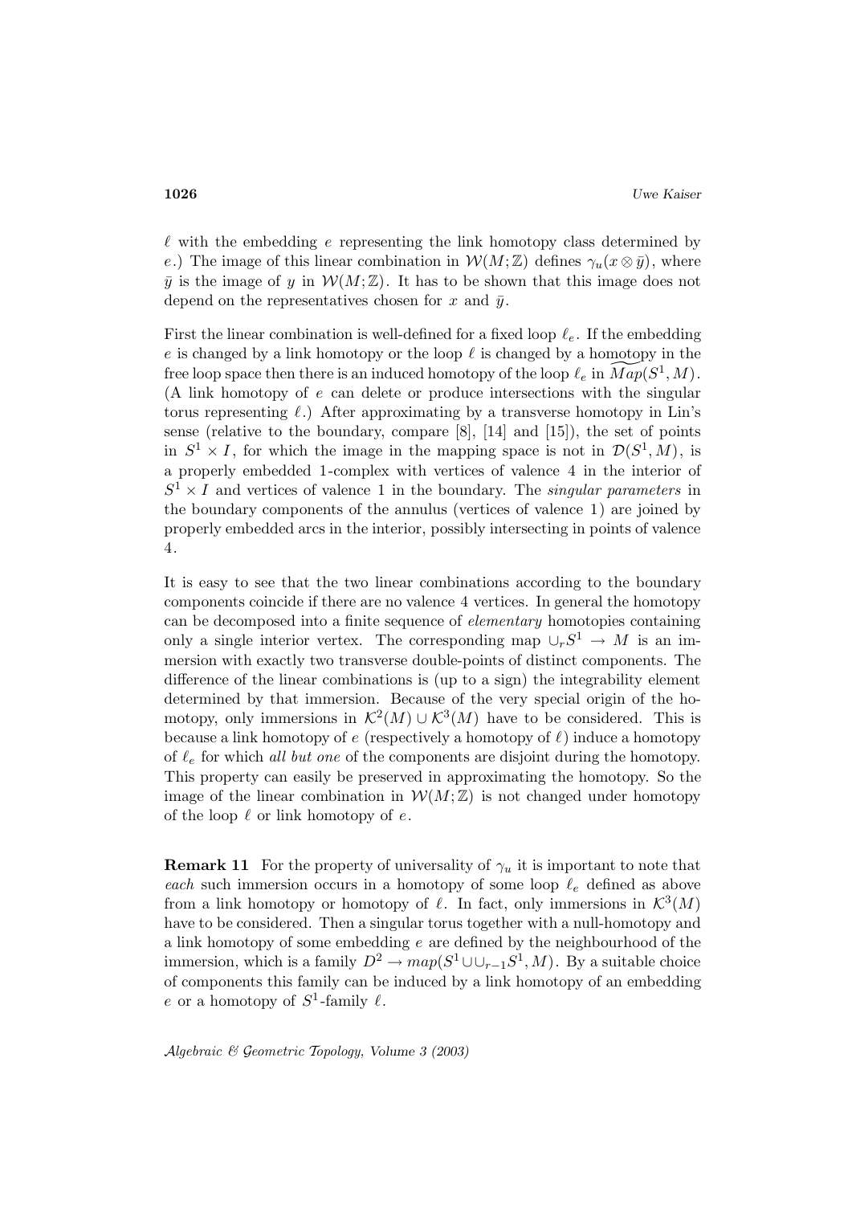$\ell$ with the embedding $e$ representing the link homotopy class determined by $e$.) The image of this linear combination in $\mathcal{W}(M;\mathbb{Z})$ defines $\gamma_u(x\otimes\bar{y})$, where $\bar{y}$ is the image of $y$ in $\mathcal{W}(M;\mathbb{Z})$. It has to be shown that this image does not depend on the representatives chosen for $x$ and $\bar{y}$.

First the linear combination is well-defined for a fixed loop $\ell_e$. If the embedding $e$ is changed by a link homotopy or the loop $\ell$ is changed by a homotopy in the free loop space then there is an induced homotopy of the loop $\ell_e$ in $\widetilde{Map}(S^1,M)$. (A link homotopy of $e$ can delete or produce intersections with the singular torus representing $\ell$.) After approximating by a transverse homotopy in Lin's sense (relative to the boundary, compare [8], [14] and [15]), the set of points in $S^1\times I$, for which the image in the mapping space is not in $\mathcal{D}(S^1,M)$, is a properly embedded 1-complex with vertices of valence 4 in the interior of $S^1\times I$ and vertices of valence 1 in the boundary. The *singular parameters* in the boundary components of the annulus (vertices of valence 1) are joined by properly embedded arcs in the interior, possibly intersecting in points of valence 4.

It is easy to see that the two linear combinations according to the boundary components coincide if there are no valence 4 vertices. In general the homotopy can be decomposed into a finite sequence of *elementary* homotopies containing only a single interior vertex. The corresponding map $\cup_r S^1\to M$ is an immersion with exactly two transverse double-points of distinct components. The difference of the linear combinations is (up to a sign) the integrability element determined by that immersion. Because of the very special origin of the homotopy, only immersions in $\mathcal{K}^2(M)\cup\mathcal{K}^3(M)$ have to be considered. This is because a link homotopy of $e$ (respectively a homotopy of $\ell$) induce a homotopy of $\ell_e$ for which *all but one* of the components are disjoint during the homotopy. This property can easily be preserved in approximating the homotopy. So the image of the linear combination in $\mathcal{W}(M;\mathbb{Z})$ is not changed under homotopy of the loop $\ell$ or link homotopy of $e$.

**Remark 11** For the property of universality of $\gamma_u$ it is important to note that *each* such immersion occurs in a homotopy of some loop $\ell_e$ defined as above from a link homotopy or homotopy of $\ell$. In fact, only immersions in $\mathcal{K}^3(M)$ have to be considered. Then a singular torus together with a null-homotopy and a link homotopy of some embedding $e$ are defined by the neighbourhood of the immersion, which is a family $D^2\to map(S^1\cup\cup_{r-1}S^1,M)$. By a suitable choice of components this family can be induced by a link homotopy of an embedding $e$ or a homotopy of $S^1$-family $\ell$.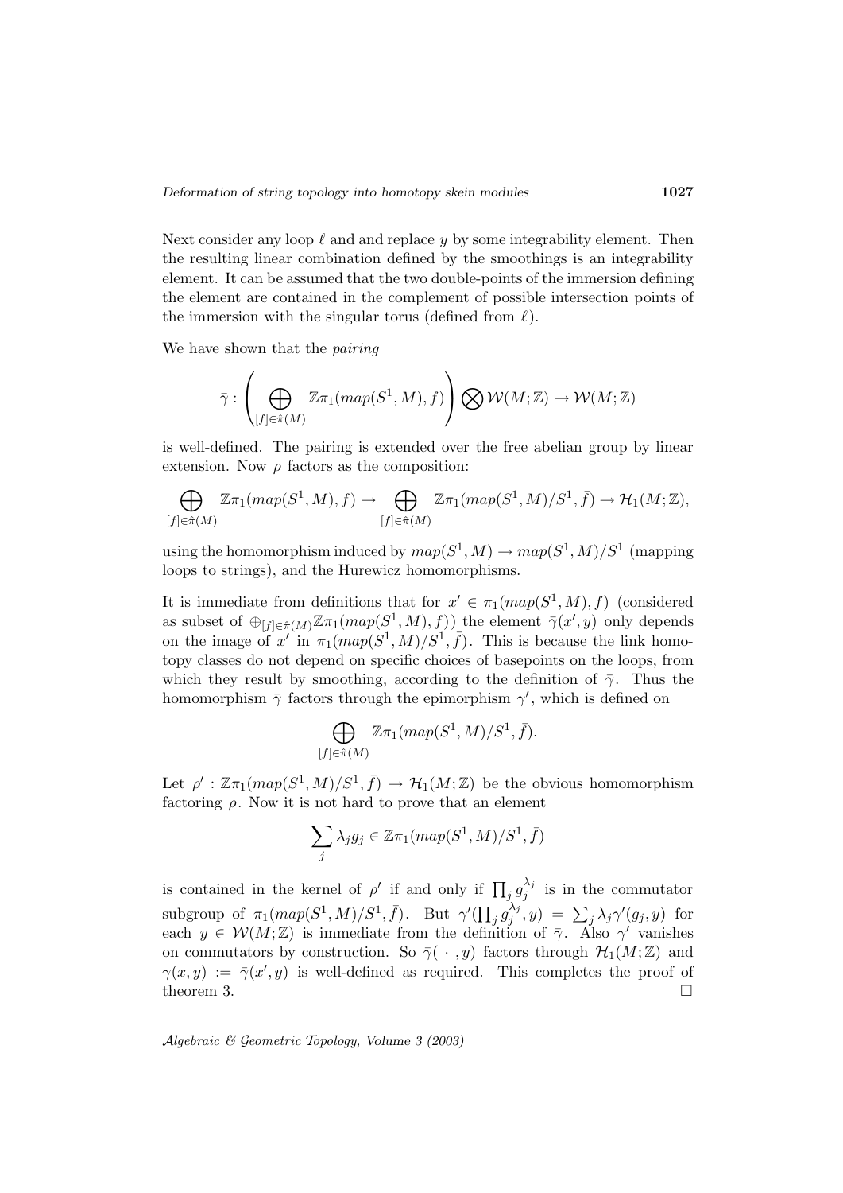Next consider any loop $\ell$ and and replace $y$ by some integrability element. Then the resulting linear combination defined by the smoothings is an integrability element. It can be assumed that the two double-points of the immersion defining the element are contained in the complement of possible intersection points of the immersion with the singular torus (defined from $\ell$).

We have shown that the *pairing*

$$\bar{\gamma} : \left( \bigoplus_{[f] \in \hat{\pi}(M)} \mathbb{Z}\pi_1(map(S^1, M), f) \right) \bigotimes \mathcal{W}(M; \mathbb{Z}) \to \mathcal{W}(M; \mathbb{Z})$$

is well-defined. The pairing is extended over the free abelian group by linear extension. Now $\rho$ factors as the composition:

$$\bigoplus_{[f] \in \hat{\pi}(M)} \mathbb{Z}\pi_1(map(S^1, M), f) \to \bigoplus_{[f] \in \hat{\pi}(M)} \mathbb{Z}\pi_1(map(S^1, M)/S^1, \bar{f}) \to \mathcal{H}_1(M; \mathbb{Z}),$$

using the homomorphism induced by $map(S^1, M) \to map(S^1, M)/S^1$ (mapping loops to strings), and the Hurewicz homomorphisms.

It is immediate from definitions that for $x' \in \pi_1(map(S^1, M), f)$ (considered as subset of $\oplus_{[f] \in \hat{\pi}(M)} \mathbb{Z}\pi_1(map(S^1, M), f)$) the element $\bar{\gamma}(x', y)$ only depends on the image of $x'$ in $\pi_1(map(S^1, M)/S^1, \bar{f})$. This is because the link homotopy classes do not depend on specific choices of basepoints on the loops, from which they result by smoothing, according to the definition of $\bar{\gamma}$. Thus the homomorphism $\bar{\gamma}$ factors through the epimorphism $\gamma'$, which is defined on

$$\bigoplus_{[f] \in \hat{\pi}(M)} \mathbb{Z}\pi_1(map(S^1, M)/S^1, \bar{f}).$$

Let $\rho' : \mathbb{Z}\pi_1(map(S^1, M)/S^1, \bar{f}) \to \mathcal{H}_1(M; \mathbb{Z})$ be the obvious homomorphism factoring $\rho$. Now it is not hard to prove that an element

$$\sum_j \lambda_j g_j \in \mathbb{Z}\pi_1(map(S^1, M)/S^1, \bar{f})$$

is contained in the kernel of $\rho'$ if and only if $\prod_j g_j^{\lambda_j}$ is in the commutator subgroup of $\pi_1(map(S^1, M)/S^1, \bar{f})$. But $\gamma'(\prod_j g_j^{\lambda_j}, y) = \sum_j \lambda_j \gamma'(g_j, y)$ for each $y \in \mathcal{W}(M; \mathbb{Z})$ is immediate from the definition of $\bar{\gamma}$. Also $\gamma'$ vanishes on commutators by construction. So $\bar{\gamma}(\ \cdot\ , y)$ factors through $\mathcal{H}_1(M; \mathbb{Z})$ and $\gamma(x, y) := \bar{\gamma}(x', y)$ is well-defined as required. This completes the proof of theorem 3. □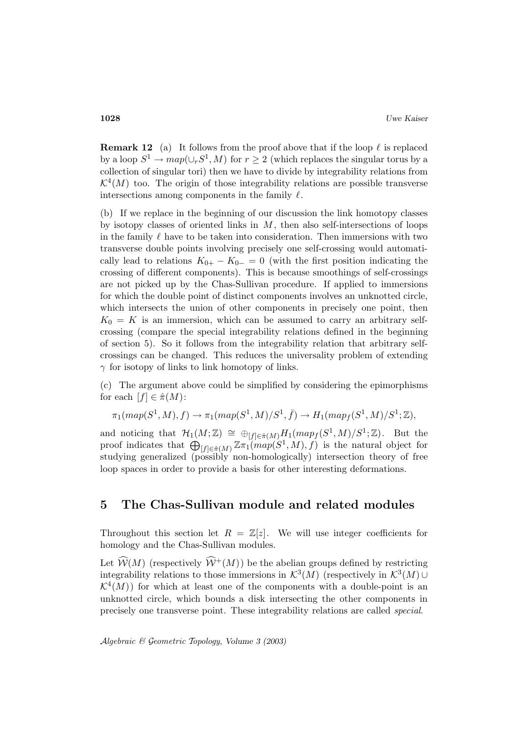**Remark 12** (a) It follows from the proof above that if the loop $\ell$ is replaced by a loop $S^1 \to map(\cup_r S^1, M)$ for $r \geq 2$ (which replaces the singular torus by a collection of singular tori) then we have to divide by integrability relations from $\mathcal{K}^4(M)$ too. The origin of those integrability relations are possible transverse intersections among components in the family $\ell$.

(b) If we replace in the beginning of our discussion the link homotopy classes by isotopy classes of oriented links in $M$, then also self-intersections of loops in the family $\ell$ have to be taken into consideration. Then immersions with two transverse double points involving precisely one self-crossing would automatically lead to relations $K_{0+} - K_{0-} = 0$ (with the first position indicating the crossing of different components). This is because smoothings of self-crossings are not picked up by the Chas-Sullivan procedure. If applied to immersions for which the double point of distinct components involves an unknotted circle, which intersects the union of other components in precisely one point, then $K_0 = K$ is an immersion, which can be assumed to carry an arbitrary self-crossing (compare the special integrability relations defined in the beginning of section 5). So it follows from the integrability relation that arbitrary self-crossings can be changed. This reduces the universality problem of extending $\gamma$ for isotopy of links to link homotopy of links.

(c) The argument above could be simplified by considering the epimorphisms for each $[f] \in \hat{\pi}(M)$:

$$\pi_1(map(S^1, M), f) \to \pi_1(map(S^1, M)/S^1, \bar{f}) \to H_1(map_f(S^1, M)/S^1; \mathbb{Z}),$$

and noticing that $\mathcal{H}_1(M; \mathbb{Z}) \cong \oplus_{[f] \in \hat{\pi}(M)} H_1(map_f(S^1, M)/S^1; \mathbb{Z})$. But the proof indicates that $\bigoplus_{[f] \in \hat{\pi}(M)} \mathbb{Z}\pi_1(map(S^1, M), f)$ is the natural object for studying generalized (possibly non-homologically) intersection theory of free loop spaces in order to provide a basis for other interesting deformations.

## 5 The Chas-Sullivan module and related modules

Throughout this section let $R = \mathbb{Z}[z]$. We will use integer coefficients for homology and the Chas-Sullivan modules.

Let $\widehat{\mathcal{W}}(M)$ (respectively $\widehat{\mathcal{W}}^+(M)$) be the abelian groups defined by restricting integrability relations to those immersions in $\mathcal{K}^3(M)$ (respectively in $\mathcal{K}^3(M) \cup \mathcal{K}^4(M)$) for which at least one of the components with a double-point is an unknotted circle, which bounds a disk intersecting the other components in precisely one transverse point. These integrability relations are called *special*.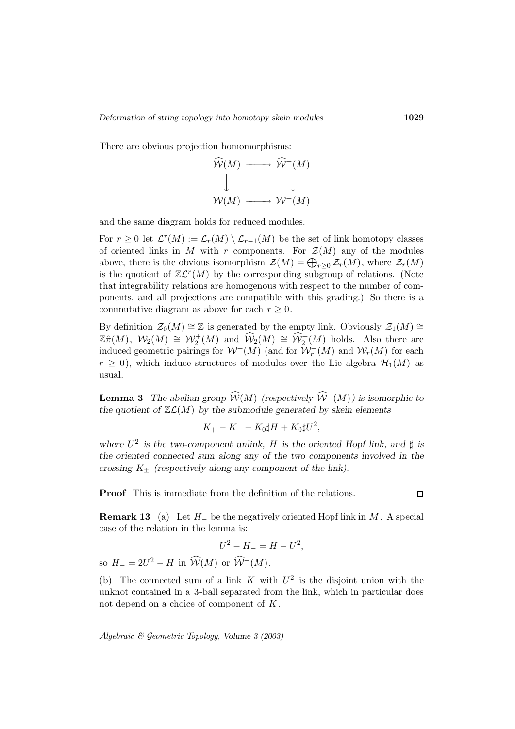There are obvious projection homomorphisms:

$$\begin{array}{ccc} \widehat{\mathcal{W}}(M) & \longrightarrow & \widehat{\mathcal{W}}^+(M) \\ \big\downarrow & & \big\downarrow \\ \mathcal{W}(M) & \longrightarrow & \mathcal{W}^+(M) \end{array}$$

and the same diagram holds for reduced modules.

For $r \geq 0$ let $\mathcal{L}^r(M) := \mathcal{L}_r(M) \setminus \mathcal{L}_{r-1}(M)$ be the set of link homotopy classes of oriented links in $M$ with $r$ components. For $\mathcal{Z}(M)$ any of the modules above, there is the obvious isomorphism $\mathcal{Z}(M) = \bigoplus_{r \geq 0} \mathcal{Z}_r(M)$, where $\mathcal{Z}_r(M)$ is the quotient of $\mathbb{Z}\mathcal{L}^r(M)$ by the corresponding subgroup of relations. (Note that integrability relations are homogenous with respect to the number of components, and all projections are compatible with this grading.) So there is a commutative diagram as above for each $r \geq 0$.

By definition $\mathcal{Z}_0(M) \cong \mathbb{Z}$ is generated by the empty link. Obviously $\mathcal{Z}_1(M) \cong \mathbb{Z}\hat{\pi}(M)$, $\mathcal{W}_2(M) \cong \mathcal{W}_2^+(M)$ and $\widehat{\mathcal{W}}_2(M) \cong \widehat{\mathcal{W}}_2^+(M)$ holds. Also there are induced geometric pairings for $\mathcal{W}^+(M)$ (and for $\mathcal{W}_r^+(M)$ and $\mathcal{W}_r(M)$ for each $r \geq 0$), which induce structures of modules over the Lie algebra $\mathcal{H}_1(M)$ as usual.

**Lemma 3** *The abelian group $\widehat{\mathcal{W}}(M)$ (respectively $\widehat{\mathcal{W}}^+(M)$) is isomorphic to the quotient of $\mathbb{Z}\mathcal{L}(M)$ by the submodule generated by skein elements*

$$K_+ - K_- - K_0 \sharp H + K_0 \sharp U^2,$$

*where $U^2$ is the two-component unlink, $H$ is the oriented Hopf link, and $\sharp$ is the oriented connected sum along any of the two components involved in the crossing $K_\pm$ (respectively along any component of the link).*

**Proof** This is immediate from the definition of the relations. □

**Remark 13** (a) Let $H_-$ be the negatively oriented Hopf link in $M$. A special case of the relation in the lemma is:

$$U^2 - H_- = H - U^2,$$

so $H_- = 2U^2 - H$ in $\widehat{\mathcal{W}}(M)$ or $\widehat{\mathcal{W}}^+(M)$.

(b) The connected sum of a link $K$ with $U^2$ is the disjoint union with the unknot contained in a 3-ball separated from the link, which in particular does not depend on a choice of component of $K$.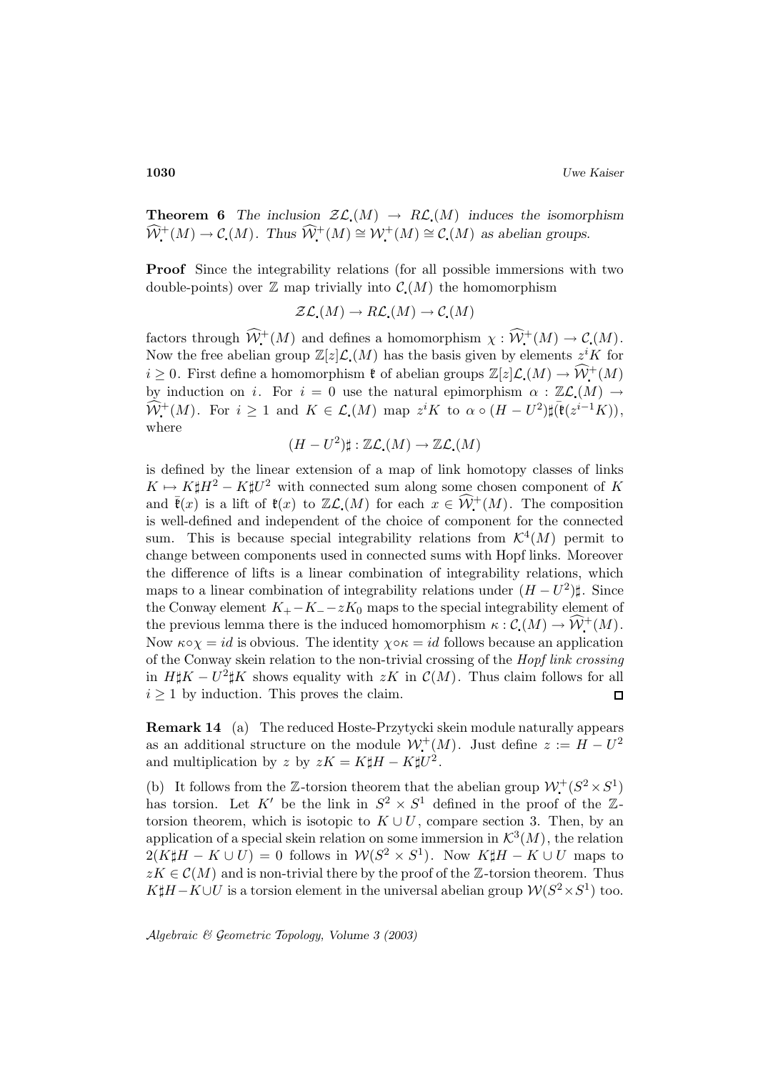**Theorem 6** *The inclusion $\mathcal{ZL}_{\bullet}(M) \to R\mathcal{L}_{\bullet}(M)$ induces the isomorphism $\widehat{\mathcal{W}}^+_{\bullet}(M) \to \mathcal{C}_{\bullet}(M)$. Thus $\widehat{\mathcal{W}}^+_{\bullet}(M) \cong \mathcal{W}^+_{\bullet}(M) \cong \mathcal{C}_{\bullet}(M)$ as abelian groups.*

**Proof** Since the integrability relations (for all possible immersions with two double-points) over $\mathbb{Z}$ map trivially into $\mathcal{C}_{\bullet}(M)$ the homomorphism

$$\mathcal{ZL}_{\bullet}(M) \to R\mathcal{L}_{\bullet}(M) \to \mathcal{C}_{\bullet}(M)$$

factors through $\widehat{\mathcal{W}}^+_{\bullet}(M)$ and defines a homomorphism $\chi : \widehat{\mathcal{W}}^+_{\bullet}(M) \to \mathcal{C}_{\bullet}(M)$. Now the free abelian group $\mathbb{Z}[z]\mathcal{L}_{\bullet}(M)$ has the basis given by elements $z^iK$ for $i \geq 0$. First define a homomorphism $\mathfrak{k}$ of abelian groups $\mathbb{Z}[z]\mathcal{L}_{\bullet}(M) \to \widehat{\mathcal{W}}^+_{\bullet}(M)$ by induction on $i$. For $i = 0$ use the natural epimorphism $\alpha : \mathbb{Z}\mathcal{L}_{\bullet}(M) \to \widehat{\mathcal{W}}^+_{\bullet}(M)$. For $i \geq 1$ and $K \in \mathcal{L}_{\bullet}(M)$ map $z^iK$ to $\alpha \circ (H - U^2)\sharp(\bar{\mathfrak{k}}(z^{i-1}K))$, where

$$(H - U^2)\sharp : \mathbb{Z}\mathcal{L}_{\bullet}(M) \to \mathbb{Z}\mathcal{L}_{\bullet}(M)$$

is defined by the linear extension of a map of link homotopy classes of links $K \mapsto K\sharp H^2 - K\sharp U^2$ with connected sum along some chosen component of $K$ and $\bar{\mathfrak{k}}(x)$ is a lift of $\mathfrak{k}(x)$ to $\mathbb{Z}\mathcal{L}_{\bullet}(M)$ for each $x \in \widehat{\mathcal{W}}^+_{\bullet}(M)$. The composition is well-defined and independent of the choice of component for the connected sum. This is because special integrability relations from $\mathcal{K}^4(M)$ permit to change between components used in connected sums with Hopf links. Moreover the difference of lifts is a linear combination of integrability relations, which maps to a linear combination of integrability relations under $(H - U^2)\sharp$. Since the Conway element $K_+ - K_- - zK_0$ maps to the special integrability element of the previous lemma there is the induced homomorphism $\kappa : \mathcal{C}_{\bullet}(M) \to \widehat{\mathcal{W}}^+_{\bullet}(M)$. Now $\kappa \circ \chi = id$ is obvious. The identity $\chi \circ \kappa = id$ follows because an application of the Conway skein relation to the non-trivial crossing of the *Hopf link crossing* in $H\sharp K - U^2\sharp K$ shows equality with $zK$ in $\mathcal{C}(M)$. Thus claim follows for all $i \geq 1$ by induction. This proves the claim. $\square$

**Remark 14** (a) The reduced Hoste-Przytycki skein module naturally appears as an additional structure on the module $\mathcal{W}^+_{\bullet}(M)$. Just define $z := H - U^2$ and multiplication by $z$ by $zK = K\sharp H - K\sharp U^2$.

(b) It follows from the $\mathbb{Z}$-torsion theorem that the abelian group $\mathcal{W}^+_{\bullet}(S^2 \times S^1)$ has torsion. Let $K'$ be the link in $S^2 \times S^1$ defined in the proof of the $\mathbb{Z}$-torsion theorem, which is isotopic to $K \cup U$, compare section 3. Then, by an application of a special skein relation on some immersion in $\mathcal{K}^3(M)$, the relation $2(K\sharp H - K \cup U) = 0$ follows in $\mathcal{W}(S^2 \times S^1)$. Now $K\sharp H - K \cup U$ maps to $zK \in \mathcal{C}(M)$ and is non-trivial there by the proof of the $\mathbb{Z}$-torsion theorem. Thus $K\sharp H - K \cup U$ is a torsion element in the universal abelian group $\mathcal{W}(S^2 \times S^1)$ too.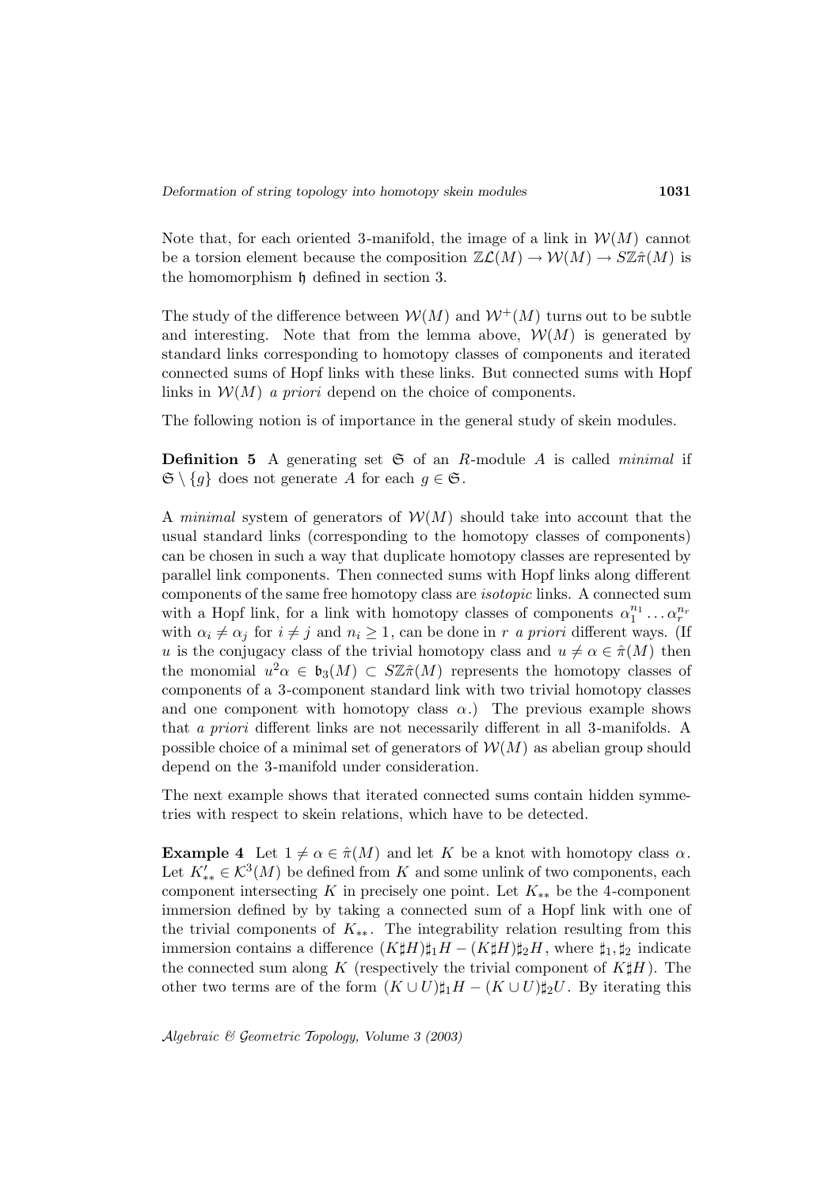Note that, for each oriented 3-manifold, the image of a link in $\mathcal{W}(M)$ cannot be a torsion element because the composition $\mathbb{Z}\mathcal{L}(M) \to \mathcal{W}(M) \to S\mathbb{Z}\hat{\pi}(M)$ is the homomorphism $\mathfrak{h}$ defined in section 3.

The study of the difference between $\mathcal{W}(M)$ and $\mathcal{W}^+(M)$ turns out to be subtle and interesting. Note that from the lemma above, $\mathcal{W}(M)$ is generated by standard links corresponding to homotopy classes of components and iterated connected sums of Hopf links with these links. But connected sums with Hopf links in $\mathcal{W}(M)$ *a priori* depend on the choice of components.

The following notion is of importance in the general study of skein modules.

**Definition 5** A generating set $\mathfrak{S}$ of an $R$-module $A$ is called *minimal* if $\mathfrak{S} \setminus \{g\}$ does not generate $A$ for each $g \in \mathfrak{S}$.

A *minimal* system of generators of $\mathcal{W}(M)$ should take into account that the usual standard links (corresponding to the homotopy classes of components) can be chosen in such a way that duplicate homotopy classes are represented by parallel link components. Then connected sums with Hopf links along different components of the same free homotopy class are *isotopic* links. A connected sum with a Hopf link, for a link with homotopy classes of components $\alpha_1^{n_1} \dots \alpha_r^{n_r}$ with $\alpha_i \neq \alpha_j$ for $i \neq j$ and $n_i \geq 1$, can be done in $r$ *a priori* different ways. (If $u$ is the conjugacy class of the trivial homotopy class and $u \neq \alpha \in \hat{\pi}(M)$ then the monomial $u^2\alpha \in \mathfrak{b}_3(M) \subset S\mathbb{Z}\hat{\pi}(M)$ represents the homotopy classes of components of a 3-component standard link with two trivial homotopy classes and one component with homotopy class $\alpha$.) The previous example shows that *a priori* different links are not necessarily different in all 3-manifolds. A possible choice of a minimal set of generators of $\mathcal{W}(M)$ as abelian group should depend on the 3-manifold under consideration.

The next example shows that iterated connected sums contain hidden symmetries with respect to skein relations, which have to be detected.

**Example 4** Let $1 \neq \alpha \in \hat{\pi}(M)$ and let $K$ be a knot with homotopy class $\alpha$. Let $K'_{**} \in \mathcal{K}^3(M)$ be defined from $K$ and some unlink of two components, each component intersecting $K$ in precisely one point. Let $K_{**}$ be the 4-component immersion defined by by taking a connected sum of a Hopf link with one of the trivial components of $K_{**}$. The integrability relation resulting from this immersion contains a difference $(K\sharp H)\sharp_1 H - (K\sharp H)\sharp_2 H$, where $\sharp_1, \sharp_2$ indicate the connected sum along $K$ (respectively the trivial component of $K\sharp H$). The other two terms are of the form $(K \cup U)\sharp_1 H - (K \cup U)\sharp_2 U$. By iterating this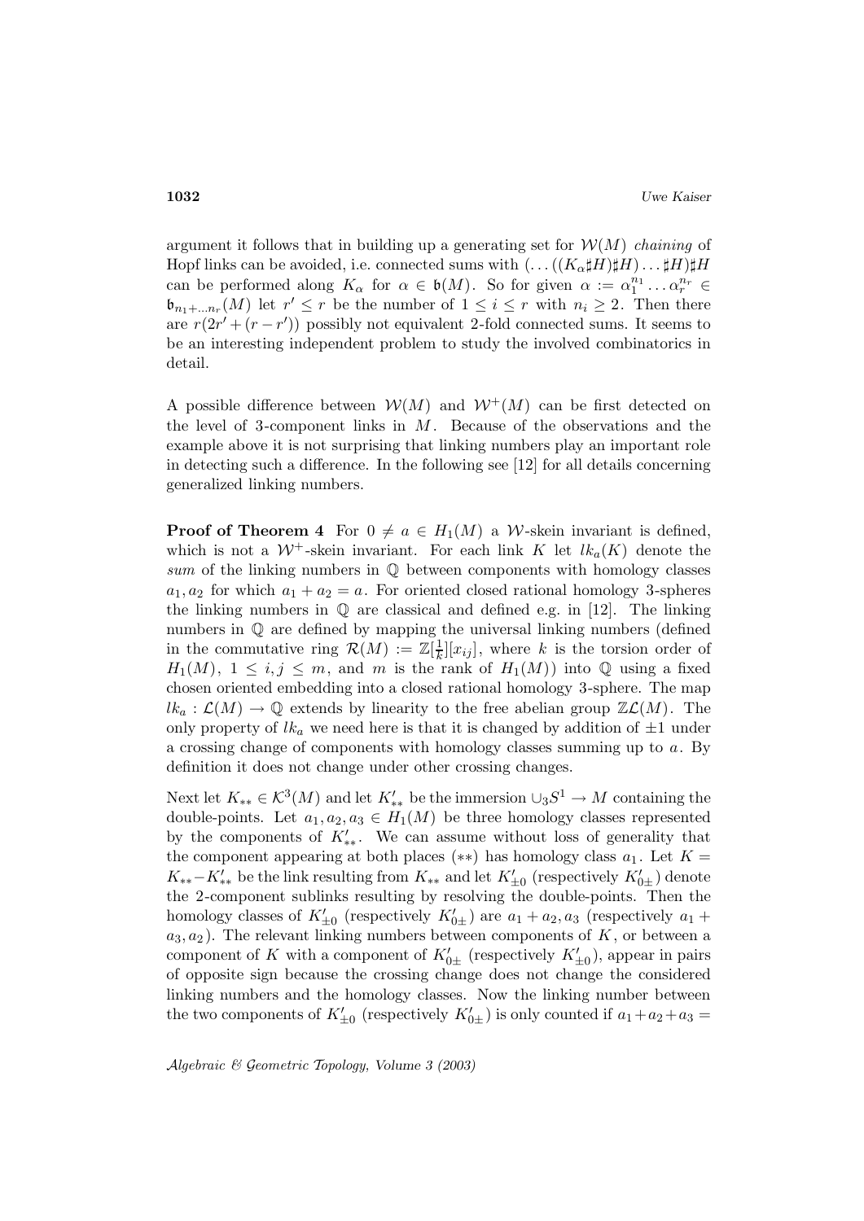argument it follows that in building up a generating set for $\mathcal{W}(M)$ *chaining* of Hopf links can be avoided, i.e. connected sums with $(\dots((K_\alpha \sharp H)\sharp H)\dots \sharp H)\sharp H$ can be performed along $K_\alpha$ for $\alpha \in \mathfrak{b}(M)$. So for given $\alpha := \alpha_1^{n_1}\dots\alpha_r^{n_r} \in \mathfrak{b}_{n_1+\dots n_r}(M)$ let $r' \leq r$ be the number of $1 \leq i \leq r$ with $n_i \geq 2$. Then there are $r(2r' + (r-r'))$ possibly not equivalent 2-fold connected sums. It seems to be an interesting independent problem to study the involved combinatorics in detail.

A possible difference between $\mathcal{W}(M)$ and $\mathcal{W}^+(M)$ can be first detected on the level of 3-component links in $M$. Because of the observations and the example above it is not surprising that linking numbers play an important role in detecting such a difference. In the following see [12] for all details concerning generalized linking numbers.

**Proof of Theorem 4** For $0 \neq a \in H_1(M)$ a $\mathcal{W}$-skein invariant is defined, which is not a $\mathcal{W}^+$-skein invariant. For each link $K$ let $lk_a(K)$ denote the *sum* of the linking numbers in $\mathbb{Q}$ between components with homology classes $a_1, a_2$ for which $a_1 + a_2 = a$. For oriented closed rational homology 3-spheres the linking numbers in $\mathbb{Q}$ are classical and defined e.g. in [12]. The linking numbers in $\mathbb{Q}$ are defined by mapping the universal linking numbers (defined in the commutative ring $\mathcal{R}(M) := \mathbb{Z}[\frac{1}{k}][x_{ij}]$, where $k$ is the torsion order of $H_1(M)$, $1 \leq i,j \leq m$, and $m$ is the rank of $H_1(M)$) into $\mathbb{Q}$ using a fixed chosen oriented embedding into a closed rational homology 3-sphere. The map $lk_a : \mathcal{L}(M) \to \mathbb{Q}$ extends by linearity to the free abelian group $\mathbb{Z}\mathcal{L}(M)$. The only property of $lk_a$ we need here is that it is changed by addition of $\pm 1$ under a crossing change of components with homology classes summing up to $a$. By definition it does not change under other crossing changes.

Next let $K_{**} \in \mathcal{K}^3(M)$ and let $K'_{**}$ be the immersion $\cup_3 S^1 \to M$ containing the double-points. Let $a_1, a_2, a_3 \in H_1(M)$ be three homology classes represented by the components of $K'_{**}$. We can assume without loss of generality that the component appearing at both places $(**)$ has homology class $a_1$. Let $K = K_{**} - K'_{**}$ be the link resulting from $K_{**}$ and let $K'_{\pm 0}$ (respectively $K'_{0\pm}$) denote the 2-component sublinks resulting by resolving the double-points. Then the homology classes of $K'_{\pm 0}$ (respectively $K'_{0\pm}$) are $a_1 + a_2, a_3$ (respectively $a_1 + a_3, a_2$). The relevant linking numbers between components of $K$, or between a component of $K$ with a component of $K'_{0\pm}$ (respectively $K'_{\pm 0}$), appear in pairs of opposite sign because the crossing change does not change the considered linking numbers and the homology classes. Now the linking number between the two components of $K'_{\pm 0}$ (respectively $K'_{0\pm}$) is only counted if $a_1 + a_2 + a_3 =$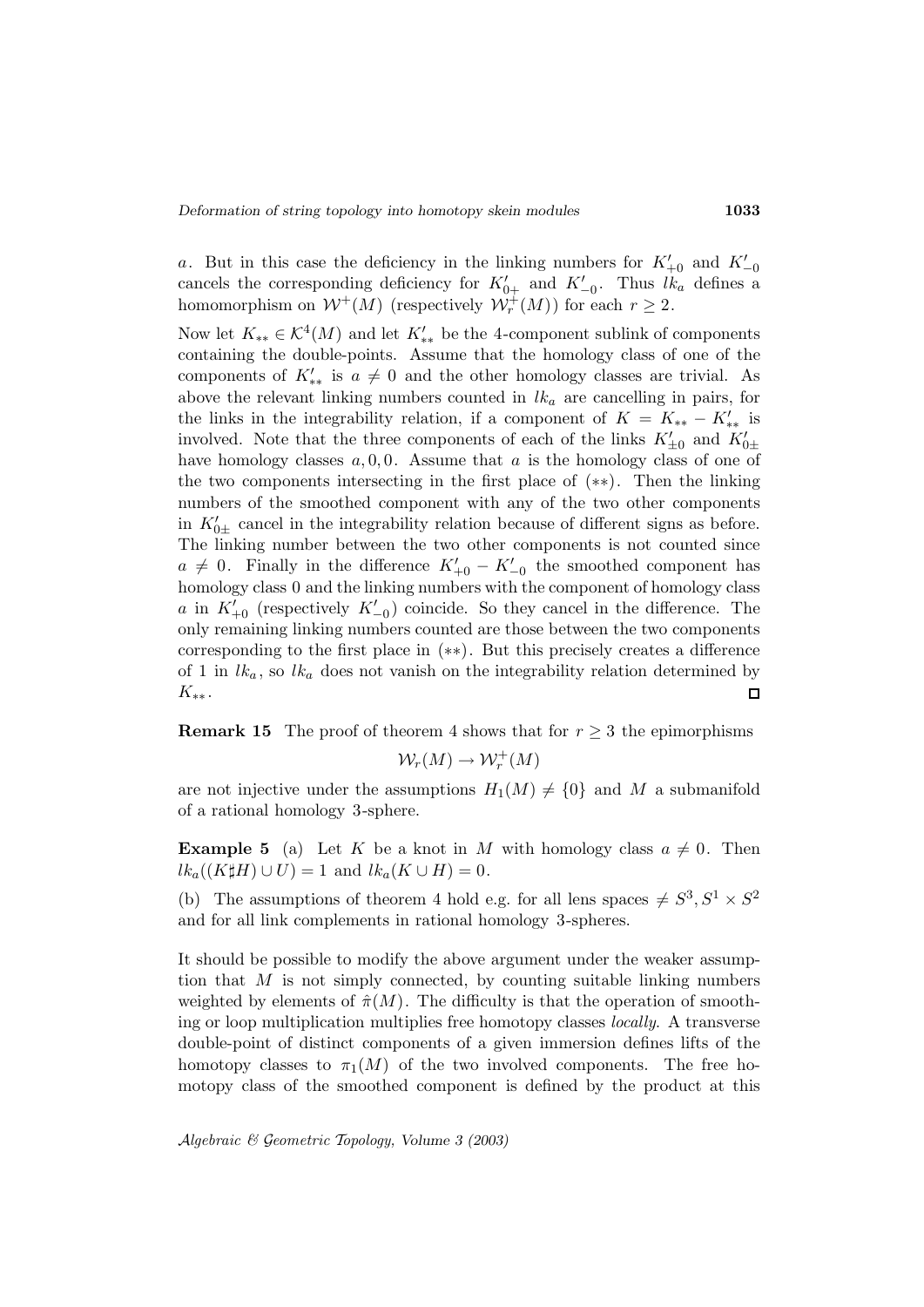$a$. But in this case the deficiency in the linking numbers for $K'_{+0}$ and $K'_{-0}$ cancels the corresponding deficiency for $K'_{0+}$ and $K'_{-0}$. Thus $lk_a$ defines a homomorphism on $\mathcal{W}^+(M)$ (respectively $\mathcal{W}_r^+(M)$) for each $r \geq 2$.

Now let $K_{**} \in \mathcal{K}^4(M)$ and let $K'_{**}$ be the 4-component sublink of components containing the double-points. Assume that the homology class of one of the components of $K'_{**}$ is $a \neq 0$ and the other homology classes are trivial. As above the relevant linking numbers counted in $lk_a$ are cancelling in pairs, for the links in the integrability relation, if a component of $K = K_{**} - K'_{**}$ is involved. Note that the three components of each of the links $K'_{\pm 0}$ and $K'_{0\pm}$ have homology classes $a, 0, 0$. Assume that $a$ is the homology class of one of the two components intersecting in the first place of $(**)$. Then the linking numbers of the smoothed component with any of the two other components in $K'_{0\pm}$ cancel in the integrability relation because of different signs as before. The linking number between the two other components is not counted since $a \neq 0$. Finally in the difference $K'_{+0} - K'_{-0}$ the smoothed component has homology class 0 and the linking numbers with the component of homology class $a$ in $K'_{+0}$ (respectively $K'_{-0}$) coincide. So they cancel in the difference. The only remaining linking numbers counted are those between the two components corresponding to the first place in $(**)$. But this precisely creates a difference of 1 in $lk_a$, so $lk_a$ does not vanish on the integrability relation determined by $K_{**}$. □

**Remark 15** The proof of theorem 4 shows that for $r \geq 3$ the epimorphisms

$$\mathcal{W}_r(M) \to \mathcal{W}_r^+(M)$$

are not injective under the assumptions $H_1(M) \neq \{0\}$ and $M$ a submanifold of a rational homology 3-sphere.

**Example 5** (a) Let $K$ be a knot in $M$ with homology class $a \neq 0$. Then $lk_a((K \sharp H) \cup U) = 1$ and $lk_a(K \cup H) = 0$.

(b) The assumptions of theorem 4 hold e.g. for all lens spaces $\neq S^3, S^1 \times S^2$ and for all link complements in rational homology 3-spheres.

It should be possible to modify the above argument under the weaker assumption that $M$ is not simply connected, by counting suitable linking numbers weighted by elements of $\hat{\pi}(M)$. The difficulty is that the operation of smoothing or loop multiplication multiplies free homotopy classes *locally*. A transverse double-point of distinct components of a given immersion defines lifts of the homotopy classes to $\pi_1(M)$ of the two involved components. The free homotopy class of the smoothed component is defined by the product at this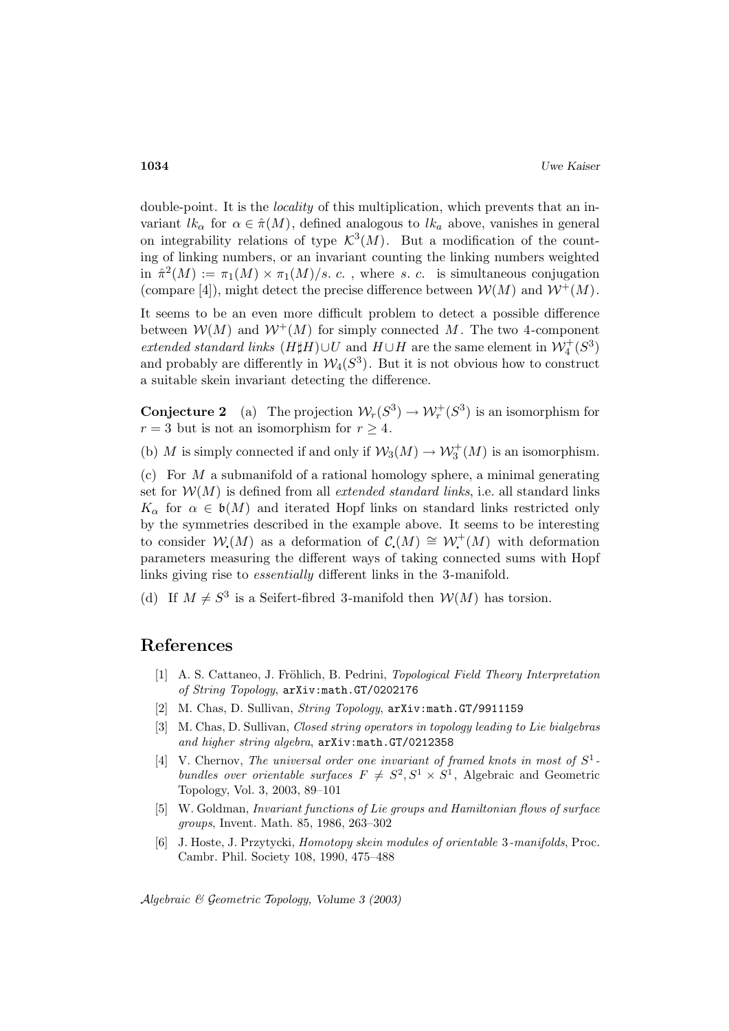double-point. It is the *locality* of this multiplication, which prevents that an invariant $lk_\alpha$ for $\alpha \in \hat{\pi}(M)$, defined analogous to $lk_a$ above, vanishes in general on integrability relations of type $\mathcal{K}^3(M)$. But a modification of the counting of linking numbers, or an invariant counting the linking numbers weighted in $\hat{\pi}^2(M) := \pi_1(M) \times \pi_1(M)/s.\ c.$ , where $s.\ c.$ is simultaneous conjugation (compare [4]), might detect the precise difference between $\mathcal{W}(M)$ and $\mathcal{W}^+(M)$.

It seems to be an even more difficult problem to detect a possible difference between $\mathcal{W}(M)$ and $\mathcal{W}^+(M)$ for simply connected $M$. The two 4-component *extended standard links* $(H\sharp H) \cup U$ and $H \cup H$ are the same element in $\mathcal{W}_4^+(S^3)$ and probably are differently in $\mathcal{W}_4(S^3)$. But it is not obvious how to construct a suitable skein invariant detecting the difference.

**Conjecture 2** (a) The projection $\mathcal{W}_r(S^3) \to \mathcal{W}_r^+(S^3)$ is an isomorphism for $r = 3$ but is not an isomorphism for $r \geq 4$.

(b) $M$ is simply connected if and only if $\mathcal{W}_3(M) \to \mathcal{W}_3^+(M)$ is an isomorphism.

(c) For $M$ a submanifold of a rational homology sphere, a minimal generating set for $\mathcal{W}(M)$ is defined from all *extended standard links*, i.e. all standard links $K_\alpha$ for $\alpha \in \mathfrak{b}(M)$ and iterated Hopf links on standard links restricted only by the symmetries described in the example above. It seems to be interesting to consider $\mathcal{W}_.(M)$ as a deformation of $\mathcal{C}_.(M) \cong \mathcal{W}_.^+(M)$ with deformation parameters measuring the different ways of taking connected sums with Hopf links giving rise to *essentially* different links in the 3-manifold.

(d) If $M \neq S^3$ is a Seifert-fibred 3-manifold then $\mathcal{W}(M)$ has torsion.

# References

[1] A. S. Cattaneo, J. Fröhlich, B. Pedrini, *Topological Field Theory Interpretation of String Topology*, arXiv:math.GT/0202176

[2] M. Chas, D. Sullivan, *String Topology*, arXiv:math.GT/9911159

[3] M. Chas, D. Sullivan, *Closed string operators in topology leading to Lie bialgebras and higher string algebra*, arXiv:math.GT/0212358

[4] V. Chernov, *The universal order one invariant of framed knots in most of $S^1$-bundles over orientable surfaces $F \neq S^2, S^1 \times S^1$*, Algebraic and Geometric Topology, Vol. 3, 2003, 89–101

[5] W. Goldman, *Invariant functions of Lie groups and Hamiltonian flows of surface groups*, Invent. Math. 85, 1986, 263–302

[6] J. Hoste, J. Przytycki, *Homotopy skein modules of orientable 3-manifolds*, Proc. Cambr. Phil. Society 108, 1990, 475–488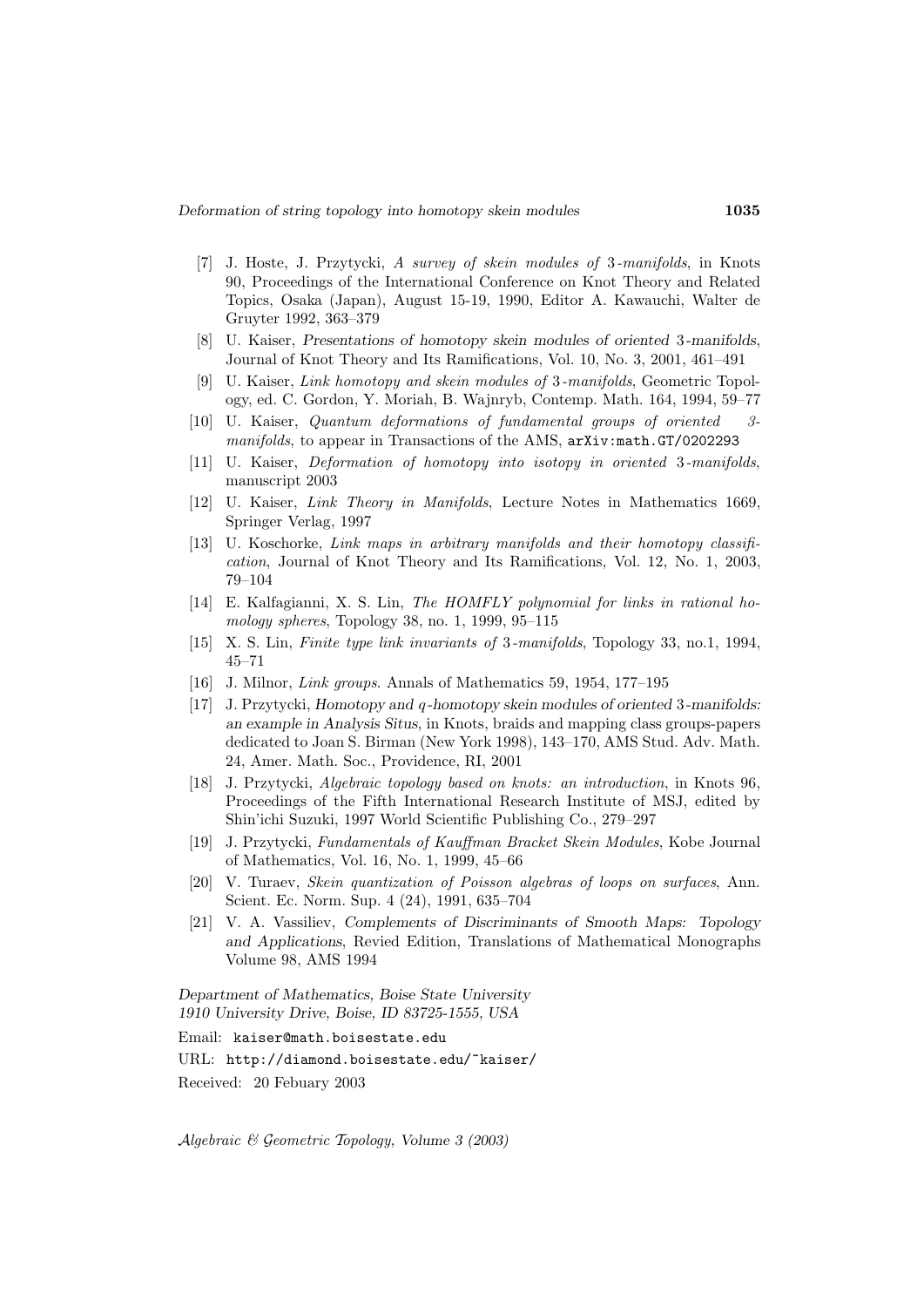[7] J. Hoste, J. Przytycki, *A survey of skein modules of 3-manifolds*, in Knots 90, Proceedings of the International Conference on Knot Theory and Related Topics, Osaka (Japan), August 15-19, 1990, Editor A. Kawauchi, Walter de Gruyter 1992, 363–379

[8] U. Kaiser, *Presentations of homotopy skein modules of oriented 3-manifolds*, Journal of Knot Theory and Its Ramifications, Vol. 10, No. 3, 2001, 461–491

[9] U. Kaiser, *Link homotopy and skein modules of 3-manifolds*, Geometric Topology, ed. C. Gordon, Y. Moriah, B. Wajnryb, Contemp. Math. 164, 1994, 59–77

[10] U. Kaiser, *Quantum deformations of fundamental groups of oriented 3-manifolds*, to appear in Transactions of the AMS, arXiv:math.GT/0202293

[11] U. Kaiser, *Deformation of homotopy into isotopy in oriented 3-manifolds*, manuscript 2003

[12] U. Kaiser, *Link Theory in Manifolds*, Lecture Notes in Mathematics 1669, Springer Verlag, 1997

[13] U. Koschorke, *Link maps in arbitrary manifolds and their homotopy classification*, Journal of Knot Theory and Its Ramifications, Vol. 12, No. 1, 2003, 79–104

[14] E. Kalfagianni, X. S. Lin, *The HOMFLY polynomial for links in rational homology spheres*, Topology 38, no. 1, 1999, 95–115

[15] X. S. Lin, *Finite type link invariants of 3-manifolds*, Topology 33, no.1, 1994, 45–71

[16] J. Milnor, *Link groups*. Annals of Mathematics 59, 1954, 177–195

[17] J. Przytycki, *Homotopy and q-homotopy skein modules of oriented 3-manifolds: an example in Analysis Situs*, in Knots, braids and mapping class groups-papers dedicated to Joan S. Birman (New York 1998), 143–170, AMS Stud. Adv. Math. 24, Amer. Math. Soc., Providence, RI, 2001

[18] J. Przytycki, *Algebraic topology based on knots: an introduction*, in Knots 96, Proceedings of the Fifth International Research Institute of MSJ, edited by Shin'ichi Suzuki, 1997 World Scientific Publishing Co., 279–297

[19] J. Przytycki, *Fundamentals of Kauffman Bracket Skein Modules*, Kobe Journal of Mathematics, Vol. 16, No. 1, 1999, 45–66

[20] V. Turaev, *Skein quantization of Poisson algebras of loops on surfaces*, Ann. Scient. Ec. Norm. Sup. 4 (24), 1991, 635–704

[21] V. A. Vassiliev, *Complements of Discriminants of Smooth Maps: Topology and Applications*, Revied Edition, Translations of Mathematical Monographs Volume 98, AMS 1994

*Department of Mathematics, Boise State University*
*1910 University Drive, Boise, ID 83725-1555, USA*

Email: kaiser@math.boisestate.edu

URL: http://diamond.boisestate.edu/~kaiser/

Received: 20 Febuary 2003